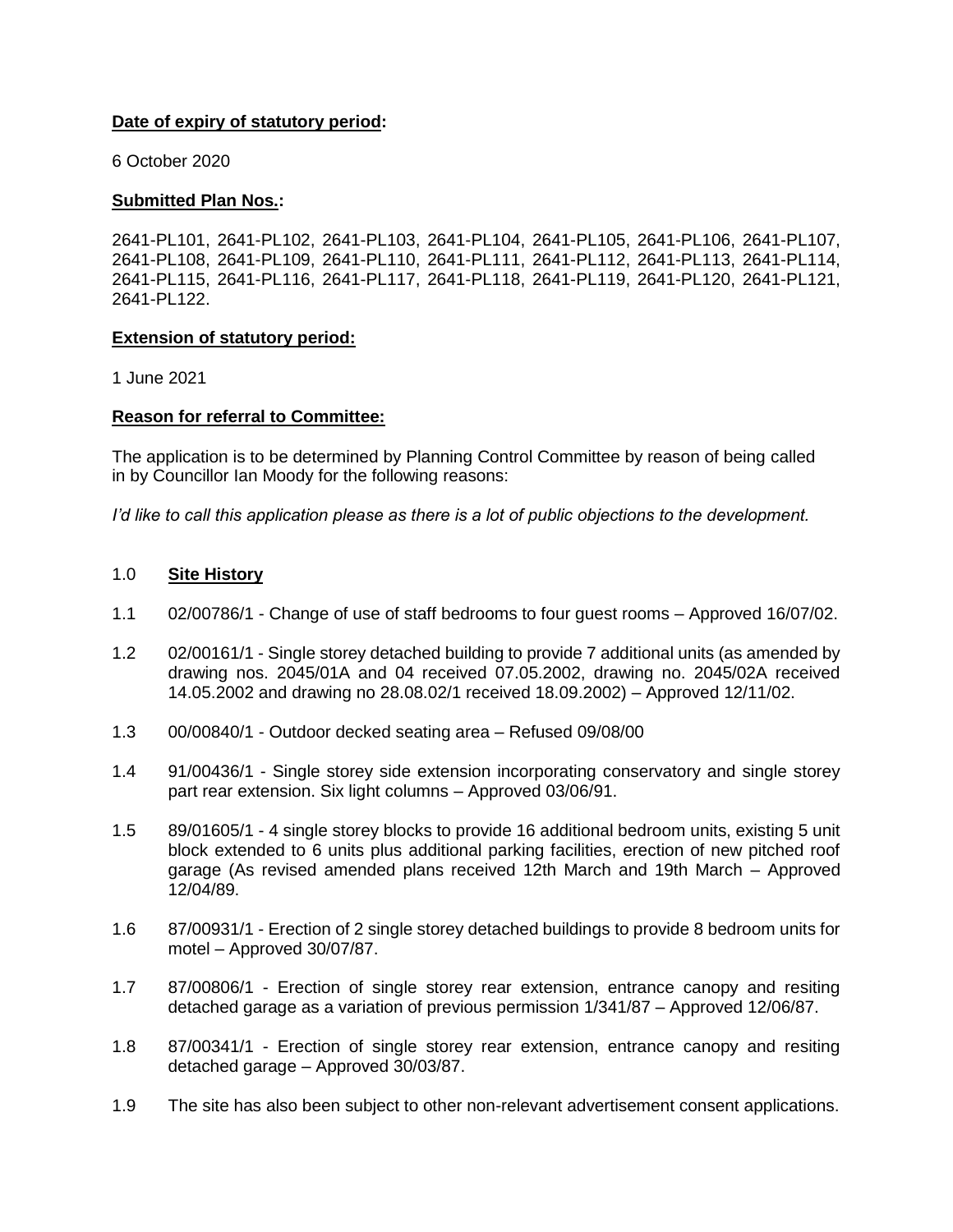**Date of expiry of statutory period:**

6 October 2020

**Submitted Plan Nos.:**

2641-PL101, 2641-PL102, 2641-PL103, 2641-PL104, 2641-PL105, 2641-PL106, 2641-PL107, 2641-PL108, 2641-PL109, 2641-PL110, 2641-PL111, 2641-PL112, 2641-PL113, 2641-PL114, 2641-PL115, 2641-PL116, 2641-PL117, 2641-PL118, 2641-PL119, 2641-PL120, 2641-PL121, 2641-PL122.

**Extension of statutory period:**

1 June 2021

**Reason for referral to Committee:**

The application is to be determined by Planning Control Committee by reason of being called in by Councillor Ian Moody for the following reasons:

*I'd like to call this application please as there is a lot of public objections to the development.*

## 1.0 Site History

1.1 02/00786/1 - Change of use of staff bedrooms to four guest rooms – Approved 16/07/02.

1.2 02/00161/1 - Single storey detached building to provide 7 additional units (as amended by drawing nos. 2045/01A and 04 received 07.05.2002, drawing no. 2045/02A received 14.05.2002 and drawing no 28.08.02/1 received 18.09.2002) – Approved 12/11/02.

1.3 00/00840/1 - Outdoor decked seating area – Refused 09/08/00

1.4 91/00436/1 - Single storey side extension incorporating conservatory and single storey part rear extension. Six light columns – Approved 03/06/91.

1.5 89/01605/1 - 4 single storey blocks to provide 16 additional bedroom units, existing 5 unit block extended to 6 units plus additional parking facilities, erection of new pitched roof garage (As revised amended plans received 12th March and 19th March – Approved 12/04/89.

1.6 87/00931/1 - Erection of 2 single storey detached buildings to provide 8 bedroom units for motel – Approved 30/07/87.

1.7 87/00806/1 - Erection of single storey rear extension, entrance canopy and resiting detached garage as a variation of previous permission 1/341/87 – Approved 12/06/87.

1.8 87/00341/1 - Erection of single storey rear extension, entrance canopy and resiting detached garage – Approved 30/03/87.

1.9 The site has also been subject to other non-relevant advertisement consent applications.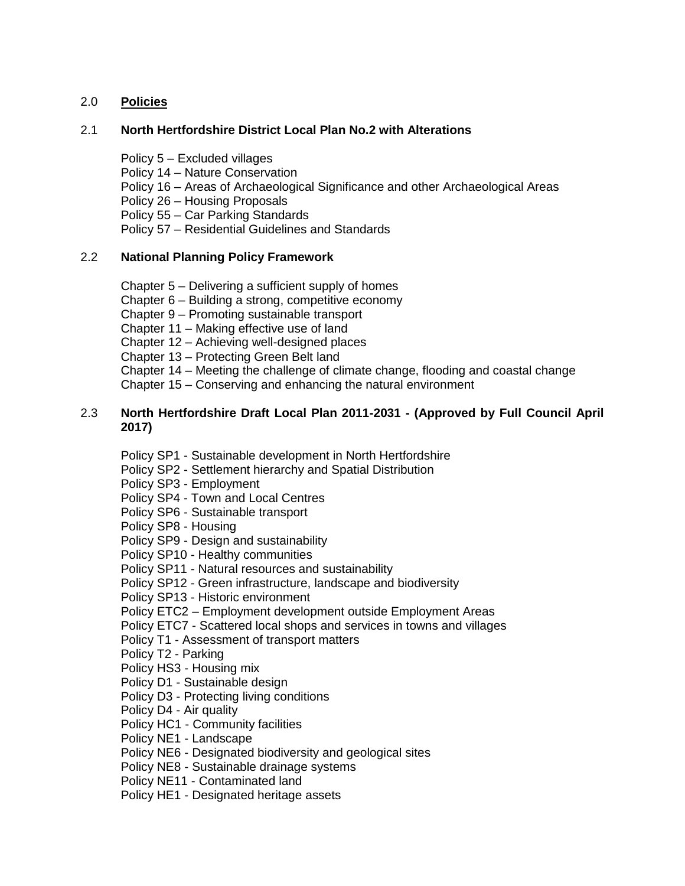## 2.0 **Policies**

### 2.1 North Hertfordshire District Local Plan No.2 with Alterations

Policy 5 – Excluded villages
Policy 14 – Nature Conservation
Policy 16 – Areas of Archaeological Significance and other Archaeological Areas
Policy 26 – Housing Proposals
Policy 55 – Car Parking Standards
Policy 57 – Residential Guidelines and Standards

### 2.2 National Planning Policy Framework

Chapter 5 – Delivering a sufficient supply of homes
Chapter 6 – Building a strong, competitive economy
Chapter 9 – Promoting sustainable transport
Chapter 11 – Making effective use of land
Chapter 12 – Achieving well-designed places
Chapter 13 – Protecting Green Belt land
Chapter 14 – Meeting the challenge of climate change, flooding and coastal change
Chapter 15 – Conserving and enhancing the natural environment

### 2.3 North Hertfordshire Draft Local Plan 2011-2031 - (Approved by Full Council April 2017)

Policy SP1 - Sustainable development in North Hertfordshire
Policy SP2 - Settlement hierarchy and Spatial Distribution
Policy SP3 - Employment
Policy SP4 - Town and Local Centres
Policy SP6 - Sustainable transport
Policy SP8 - Housing
Policy SP9 - Design and sustainability
Policy SP10 - Healthy communities
Policy SP11 - Natural resources and sustainability
Policy SP12 - Green infrastructure, landscape and biodiversity
Policy SP13 - Historic environment
Policy ETC2 – Employment development outside Employment Areas
Policy ETC7 - Scattered local shops and services in towns and villages
Policy T1 - Assessment of transport matters
Policy T2 - Parking
Policy HS3 - Housing mix
Policy D1 - Sustainable design
Policy D3 - Protecting living conditions
Policy D4 - Air quality
Policy HC1 - Community facilities
Policy NE1 - Landscape
Policy NE6 - Designated biodiversity and geological sites
Policy NE8 - Sustainable drainage systems
Policy NE11 - Contaminated land
Policy HE1 - Designated heritage assets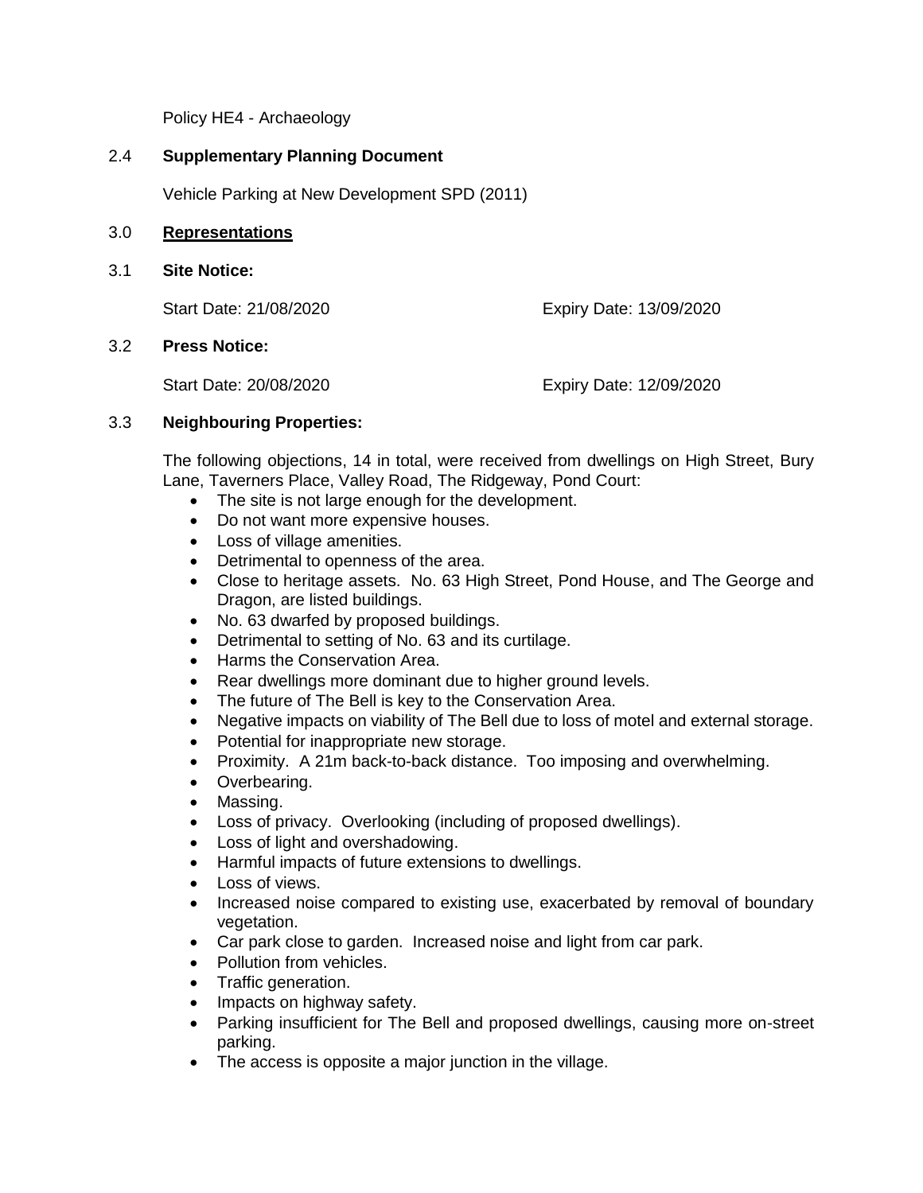Policy HE4 - Archaeology

2.4 **Supplementary Planning Document**

Vehicle Parking at New Development SPD (2011)

3.0 **Representations**

3.1 **Site Notice:**

Start Date: 21/08/2020 Expiry Date: 13/09/2020

3.2 **Press Notice:**

Start Date: 20/08/2020 Expiry Date: 12/09/2020

3.3 **Neighbouring Properties:**

The following objections, 14 in total, were received from dwellings on High Street, Bury Lane, Taverners Place, Valley Road, The Ridgeway, Pond Court:

- The site is not large enough for the development.
- Do not want more expensive houses.
- Loss of village amenities.
- Detrimental to openness of the area.
- Close to heritage assets. No. 63 High Street, Pond House, and The George and Dragon, are listed buildings.
- No. 63 dwarfed by proposed buildings.
- Detrimental to setting of No. 63 and its curtilage.
- Harms the Conservation Area.
- Rear dwellings more dominant due to higher ground levels.
- The future of The Bell is key to the Conservation Area.
- Negative impacts on viability of The Bell due to loss of motel and external storage.
- Potential for inappropriate new storage.
- Proximity. A 21m back-to-back distance. Too imposing and overwhelming.
- Overbearing.
- Massing.
- Loss of privacy. Overlooking (including of proposed dwellings).
- Loss of light and overshadowing.
- Harmful impacts of future extensions to dwellings.
- Loss of views.
- Increased noise compared to existing use, exacerbated by removal of boundary vegetation.
- Car park close to garden. Increased noise and light from car park.
- Pollution from vehicles.
- Traffic generation.
- Impacts on highway safety.
- Parking insufficient for The Bell and proposed dwellings, causing more on-street parking.
- The access is opposite a major junction in the village.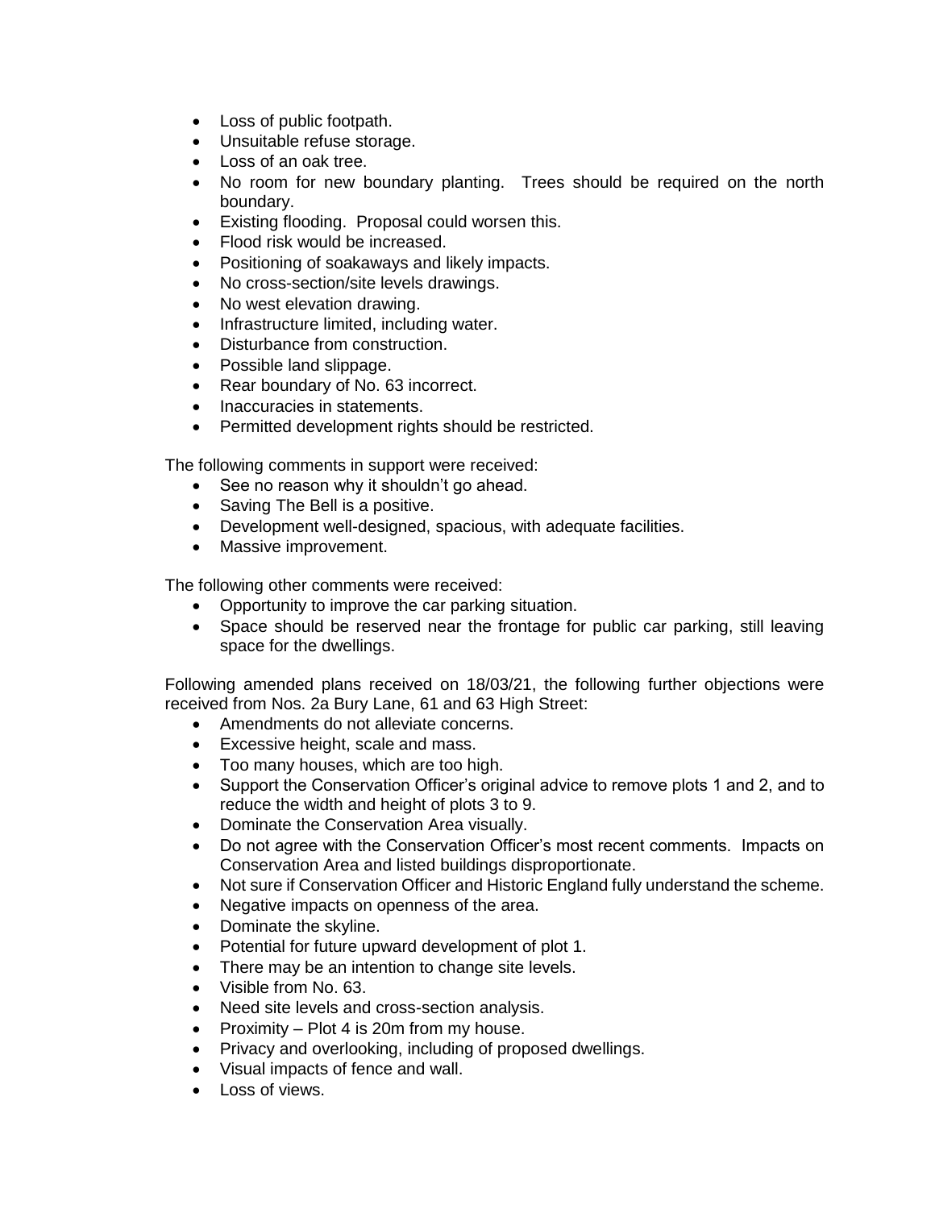- Loss of public footpath.
- Unsuitable refuse storage.
- Loss of an oak tree.
- No room for new boundary planting. Trees should be required on the north boundary.
- Existing flooding. Proposal could worsen this.
- Flood risk would be increased.
- Positioning of soakaways and likely impacts.
- No cross-section/site levels drawings.
- No west elevation drawing.
- Infrastructure limited, including water.
- Disturbance from construction.
- Possible land slippage.
- Rear boundary of No. 63 incorrect.
- Inaccuracies in statements.
- Permitted development rights should be restricted.

The following comments in support were received:

- See no reason why it shouldn't go ahead.
- Saving The Bell is a positive.
- Development well-designed, spacious, with adequate facilities.
- Massive improvement.

The following other comments were received:

- Opportunity to improve the car parking situation.
- Space should be reserved near the frontage for public car parking, still leaving space for the dwellings.

Following amended plans received on 18/03/21, the following further objections were received from Nos. 2a Bury Lane, 61 and 63 High Street:

- Amendments do not alleviate concerns.
- Excessive height, scale and mass.
- Too many houses, which are too high.
- Support the Conservation Officer's original advice to remove plots 1 and 2, and to reduce the width and height of plots 3 to 9.
- Dominate the Conservation Area visually.
- Do not agree with the Conservation Officer's most recent comments. Impacts on Conservation Area and listed buildings disproportionate.
- Not sure if Conservation Officer and Historic England fully understand the scheme.
- Negative impacts on openness of the area.
- Dominate the skyline.
- Potential for future upward development of plot 1.
- There may be an intention to change site levels.
- Visible from No. 63.
- Need site levels and cross-section analysis.
- Proximity – Plot 4 is 20m from my house.
- Privacy and overlooking, including of proposed dwellings.
- Visual impacts of fence and wall.
- Loss of views.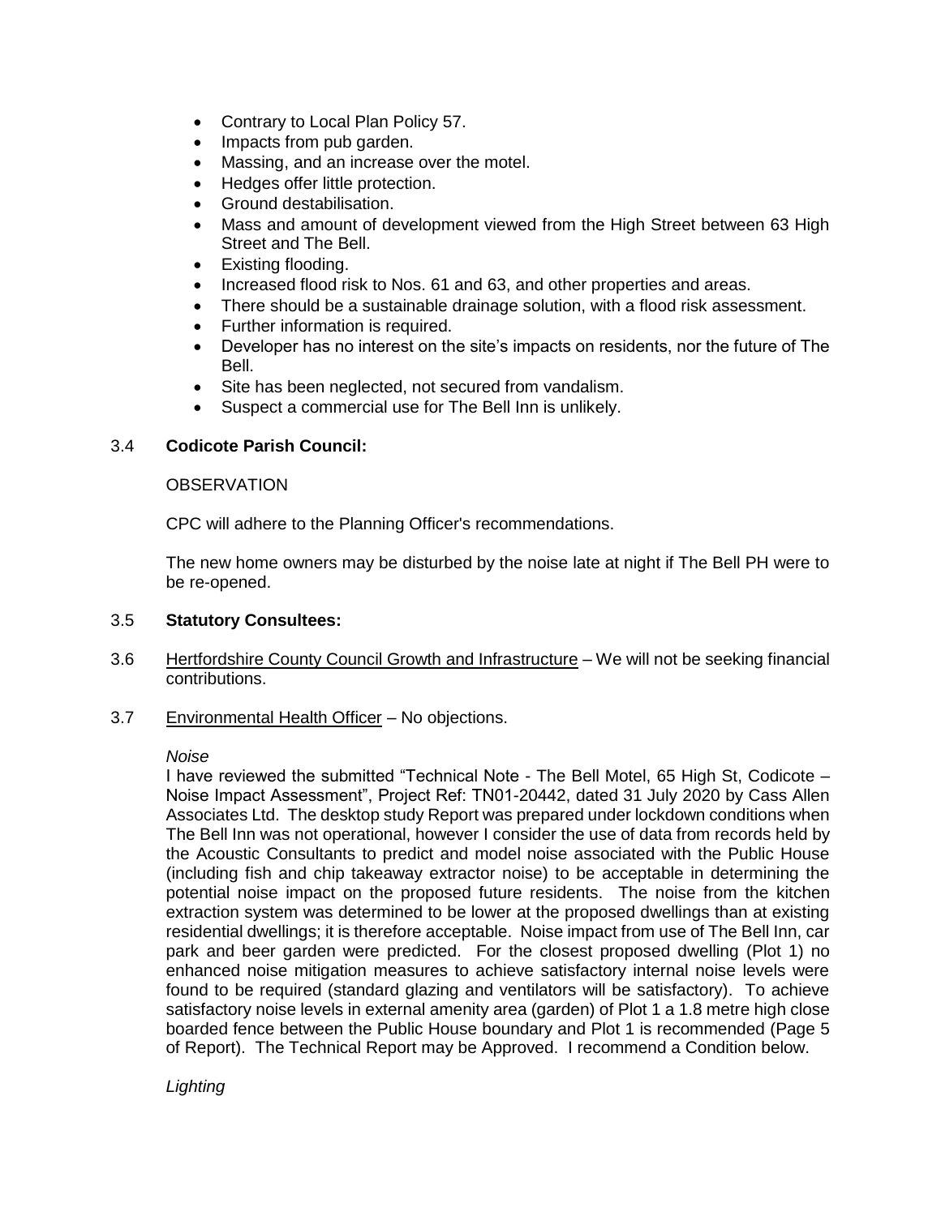- Contrary to Local Plan Policy 57.
- Impacts from pub garden.
- Massing, and an increase over the motel.
- Hedges offer little protection.
- Ground destabilisation.
- Mass and amount of development viewed from the High Street between 63 High Street and The Bell.
- Existing flooding.
- Increased flood risk to Nos. 61 and 63, and other properties and areas.
- There should be a sustainable drainage solution, with a flood risk assessment.
- Further information is required.
- Developer has no interest on the site's impacts on residents, nor the future of The Bell.
- Site has been neglected, not secured from vandalism.
- Suspect a commercial use for The Bell Inn is unlikely.

3.4 **Codicote Parish Council:**

OBSERVATION

CPC will adhere to the Planning Officer's recommendations.

The new home owners may be disturbed by the noise late at night if The Bell PH were to be re-opened.

3.5 **Statutory Consultees:**

3.6 Hertfordshire County Council Growth and Infrastructure – We will not be seeking financial contributions.

3.7 Environmental Health Officer – No objections.

*Noise*

I have reviewed the submitted "Technical Note - The Bell Motel, 65 High St, Codicote – Noise Impact Assessment", Project Ref: TN01-20442, dated 31 July 2020 by Cass Allen Associates Ltd. The desktop study Report was prepared under lockdown conditions when The Bell Inn was not operational, however I consider the use of data from records held by the Acoustic Consultants to predict and model noise associated with the Public House (including fish and chip takeaway extractor noise) to be acceptable in determining the potential noise impact on the proposed future residents. The noise from the kitchen extraction system was determined to be lower at the proposed dwellings than at existing residential dwellings; it is therefore acceptable. Noise impact from use of The Bell Inn, car park and beer garden were predicted. For the closest proposed dwelling (Plot 1) no enhanced noise mitigation measures to achieve satisfactory internal noise levels were found to be required (standard glazing and ventilators will be satisfactory). To achieve satisfactory noise levels in external amenity area (garden) of Plot 1 a 1.8 metre high close boarded fence between the Public House boundary and Plot 1 is recommended (Page 5 of Report). The Technical Report may be Approved. I recommend a Condition below.

*Lighting*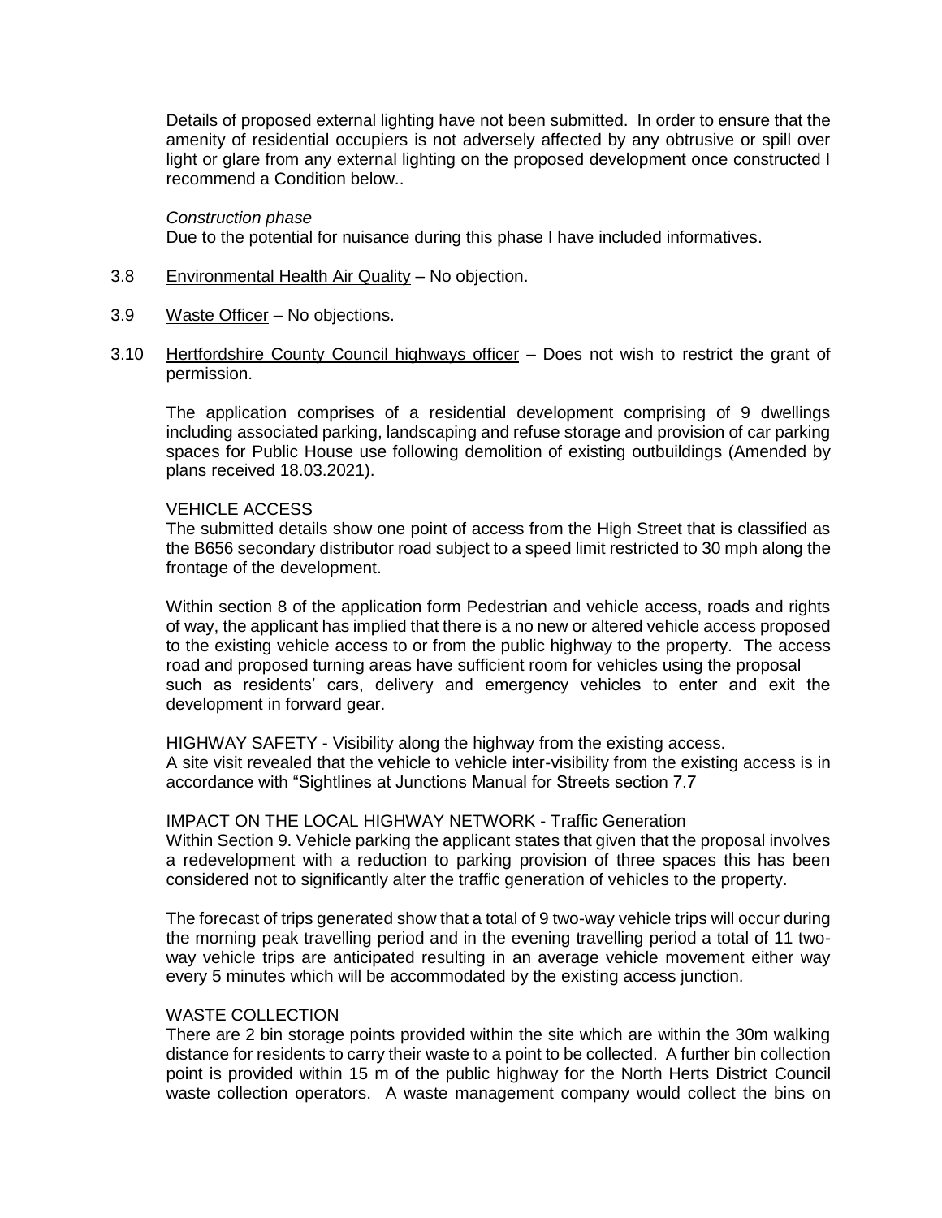Details of proposed external lighting have not been submitted. In order to ensure that the amenity of residential occupiers is not adversely affected by any obtrusive or spill over light or glare from any external lighting on the proposed development once constructed I recommend a Condition below..

*Construction phase*
Due to the potential for nuisance during this phase I have included informatives.

3.8 Environmental Health Air Quality – No objection.

3.9 Waste Officer – No objections.

3.10 Hertfordshire County Council highways officer – Does not wish to restrict the grant of permission.

The application comprises of a residential development comprising of 9 dwellings including associated parking, landscaping and refuse storage and provision of car parking spaces for Public House use following demolition of existing outbuildings (Amended by plans received 18.03.2021).

VEHICLE ACCESS
The submitted details show one point of access from the High Street that is classified as the B656 secondary distributor road subject to a speed limit restricted to 30 mph along the frontage of the development.

Within section 8 of the application form Pedestrian and vehicle access, roads and rights of way, the applicant has implied that there is a no new or altered vehicle access proposed to the existing vehicle access to or from the public highway to the property. The access road and proposed turning areas have sufficient room for vehicles using the proposal such as residents' cars, delivery and emergency vehicles to enter and exit the development in forward gear.

HIGHWAY SAFETY - Visibility along the highway from the existing access.
A site visit revealed that the vehicle to vehicle inter-visibility from the existing access is in accordance with "Sightlines at Junctions Manual for Streets section 7.7

IMPACT ON THE LOCAL HIGHWAY NETWORK - Traffic Generation
Within Section 9. Vehicle parking the applicant states that given that the proposal involves a redevelopment with a reduction to parking provision of three spaces this has been considered not to significantly alter the traffic generation of vehicles to the property.

The forecast of trips generated show that a total of 9 two-way vehicle trips will occur during the morning peak travelling period and in the evening travelling period a total of 11 two-way vehicle trips are anticipated resulting in an average vehicle movement either way every 5 minutes which will be accommodated by the existing access junction.

WASTE COLLECTION
There are 2 bin storage points provided within the site which are within the 30m walking distance for residents to carry their waste to a point to be collected. A further bin collection point is provided within 15 m of the public highway for the North Herts District Council waste collection operators. A waste management company would collect the bins on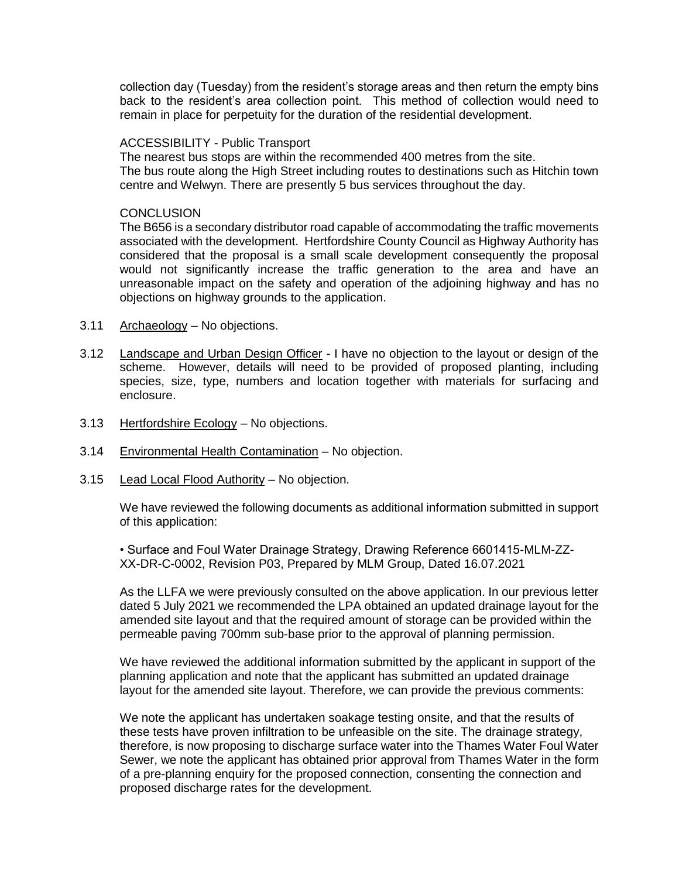collection day (Tuesday) from the resident's storage areas and then return the empty bins back to the resident's area collection point. This method of collection would need to remain in place for perpetuity for the duration of the residential development.

ACCESSIBILITY - Public Transport
The nearest bus stops are within the recommended 400 metres from the site.
The bus route along the High Street including routes to destinations such as Hitchin town centre and Welwyn. There are presently 5 bus services throughout the day.

CONCLUSION
The B656 is a secondary distributor road capable of accommodating the traffic movements associated with the development. Hertfordshire County Council as Highway Authority has considered that the proposal is a small scale development consequently the proposal would not significantly increase the traffic generation to the area and have an unreasonable impact on the safety and operation of the adjoining highway and has no objections on highway grounds to the application.

3.11 Archaeology – No objections.

3.12 Landscape and Urban Design Officer - I have no objection to the layout or design of the scheme. However, details will need to be provided of proposed planting, including species, size, type, numbers and location together with materials for surfacing and enclosure.

3.13 Hertfordshire Ecology – No objections.

3.14 Environmental Health Contamination – No objection.

3.15 Lead Local Flood Authority – No objection.

We have reviewed the following documents as additional information submitted in support of this application:

• Surface and Foul Water Drainage Strategy, Drawing Reference 6601415-MLM-ZZ-XX-DR-C-0002, Revision P03, Prepared by MLM Group, Dated 16.07.2021

As the LLFA we were previously consulted on the above application. In our previous letter dated 5 July 2021 we recommended the LPA obtained an updated drainage layout for the amended site layout and that the required amount of storage can be provided within the permeable paving 700mm sub-base prior to the approval of planning permission.

We have reviewed the additional information submitted by the applicant in support of the planning application and note that the applicant has submitted an updated drainage layout for the amended site layout. Therefore, we can provide the previous comments:

We note the applicant has undertaken soakage testing onsite, and that the results of these tests have proven infiltration to be unfeasible on the site. The drainage strategy, therefore, is now proposing to discharge surface water into the Thames Water Foul Water Sewer, we note the applicant has obtained prior approval from Thames Water in the form of a pre-planning enquiry for the proposed connection, consenting the connection and proposed discharge rates for the development.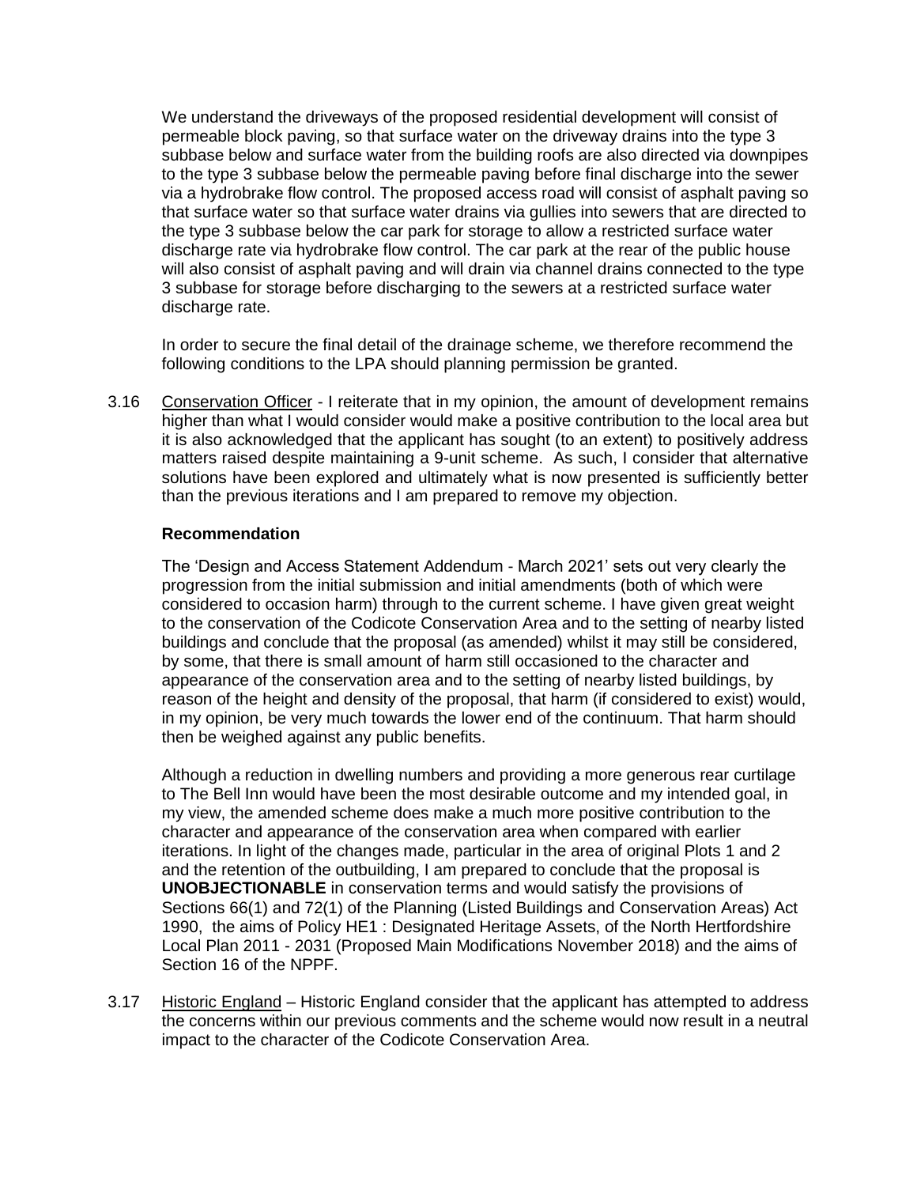We understand the driveways of the proposed residential development will consist of permeable block paving, so that surface water on the driveway drains into the type 3 subbase below and surface water from the building roofs are also directed via downpipes to the type 3 subbase below the permeable paving before final discharge into the sewer via a hydrobrake flow control. The proposed access road will consist of asphalt paving so that surface water so that surface water drains via gullies into sewers that are directed to the type 3 subbase below the car park for storage to allow a restricted surface water discharge rate via hydrobrake flow control. The car park at the rear of the public house will also consist of asphalt paving and will drain via channel drains connected to the type 3 subbase for storage before discharging to the sewers at a restricted surface water discharge rate.

In order to secure the final detail of the drainage scheme, we therefore recommend the following conditions to the LPA should planning permission be granted.

3.16 Conservation Officer - I reiterate that in my opinion, the amount of development remains higher than what I would consider would make a positive contribution to the local area but it is also acknowledged that the applicant has sought (to an extent) to positively address matters raised despite maintaining a 9-unit scheme. As such, I consider that alternative solutions have been explored and ultimately what is now presented is sufficiently better than the previous iterations and I am prepared to remove my objection.

**Recommendation**

The 'Design and Access Statement Addendum - March 2021' sets out very clearly the progression from the initial submission and initial amendments (both of which were considered to occasion harm) through to the current scheme. I have given great weight to the conservation of the Codicote Conservation Area and to the setting of nearby listed buildings and conclude that the proposal (as amended) whilst it may still be considered, by some, that there is small amount of harm still occasioned to the character and appearance of the conservation area and to the setting of nearby listed buildings, by reason of the height and density of the proposal, that harm (if considered to exist) would, in my opinion, be very much towards the lower end of the continuum. That harm should then be weighed against any public benefits.

Although a reduction in dwelling numbers and providing a more generous rear curtilage to The Bell Inn would have been the most desirable outcome and my intended goal, in my view, the amended scheme does make a much more positive contribution to the character and appearance of the conservation area when compared with earlier iterations. In light of the changes made, particular in the area of original Plots 1 and 2 and the retention of the outbuilding, I am prepared to conclude that the proposal is **UNOBJECTIONABLE** in conservation terms and would satisfy the provisions of Sections 66(1) and 72(1) of the Planning (Listed Buildings and Conservation Areas) Act 1990, the aims of Policy HE1 : Designated Heritage Assets, of the North Hertfordshire Local Plan 2011 - 2031 (Proposed Main Modifications November 2018) and the aims of Section 16 of the NPPF.

3.17 Historic England – Historic England consider that the applicant has attempted to address the concerns within our previous comments and the scheme would now result in a neutral impact to the character of the Codicote Conservation Area.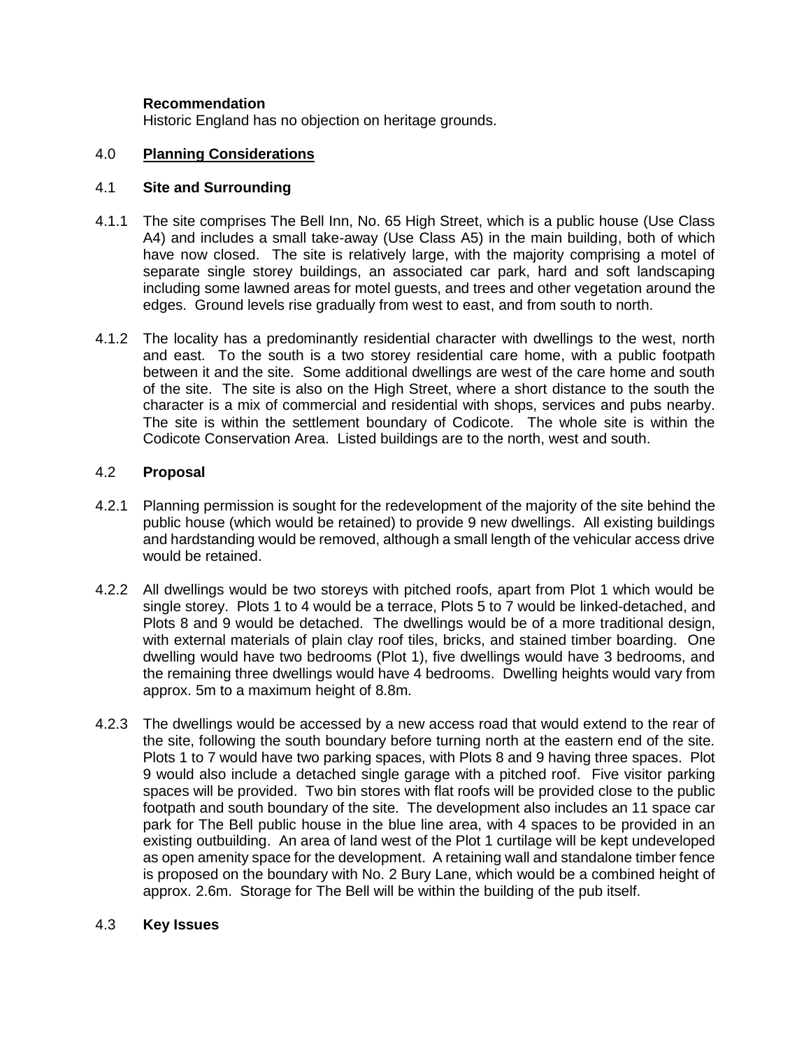**Recommendation**

Historic England has no objection on heritage grounds.

## 4.0 Planning Considerations

### 4.1 Site and Surrounding

4.1.1 The site comprises The Bell Inn, No. 65 High Street, which is a public house (Use Class A4) and includes a small take-away (Use Class A5) in the main building, both of which have now closed. The site is relatively large, with the majority comprising a motel of separate single storey buildings, an associated car park, hard and soft landscaping including some lawned areas for motel guests, and trees and other vegetation around the edges. Ground levels rise gradually from west to east, and from south to north.

4.1.2 The locality has a predominantly residential character with dwellings to the west, north and east. To the south is a two storey residential care home, with a public footpath between it and the site. Some additional dwellings are west of the care home and south of the site. The site is also on the High Street, where a short distance to the south the character is a mix of commercial and residential with shops, services and pubs nearby. The site is within the settlement boundary of Codicote. The whole site is within the Codicote Conservation Area. Listed buildings are to the north, west and south.

### 4.2 Proposal

4.2.1 Planning permission is sought for the redevelopment of the majority of the site behind the public house (which would be retained) to provide 9 new dwellings. All existing buildings and hardstanding would be removed, although a small length of the vehicular access drive would be retained.

4.2.2 All dwellings would be two storeys with pitched roofs, apart from Plot 1 which would be single storey. Plots 1 to 4 would be a terrace, Plots 5 to 7 would be linked-detached, and Plots 8 and 9 would be detached. The dwellings would be of a more traditional design, with external materials of plain clay roof tiles, bricks, and stained timber boarding. One dwelling would have two bedrooms (Plot 1), five dwellings would have 3 bedrooms, and the remaining three dwellings would have 4 bedrooms. Dwelling heights would vary from approx. 5m to a maximum height of 8.8m.

4.2.3 The dwellings would be accessed by a new access road that would extend to the rear of the site, following the south boundary before turning north at the eastern end of the site. Plots 1 to 7 would have two parking spaces, with Plots 8 and 9 having three spaces. Plot 9 would also include a detached single garage with a pitched roof. Five visitor parking spaces will be provided. Two bin stores with flat roofs will be provided close to the public footpath and south boundary of the site. The development also includes an 11 space car park for The Bell public house in the blue line area, with 4 spaces to be provided in an existing outbuilding. An area of land west of the Plot 1 curtilage will be kept undeveloped as open amenity space for the development. A retaining wall and standalone timber fence is proposed on the boundary with No. 2 Bury Lane, which would be a combined height of approx. 2.6m. Storage for The Bell will be within the building of the pub itself.

### 4.3 Key Issues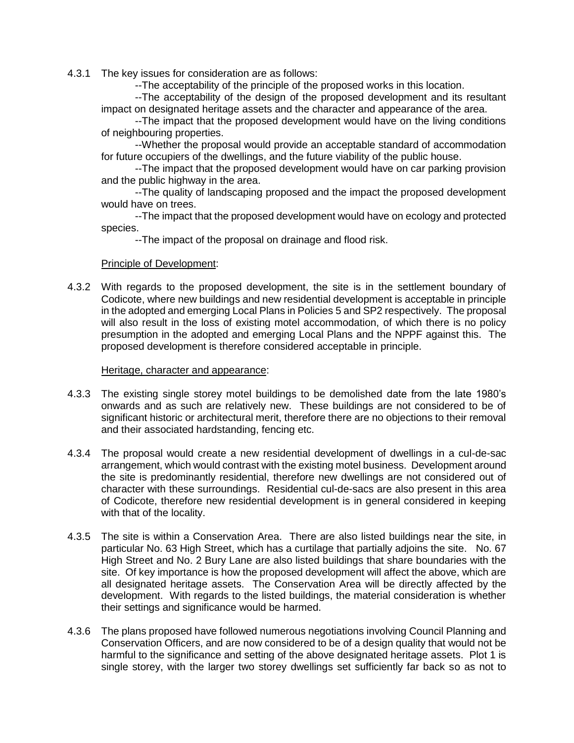4.3.1 The key issues for consideration are as follows:

--The acceptability of the principle of the proposed works in this location.

--The acceptability of the design of the proposed development and its resultant impact on designated heritage assets and the character and appearance of the area.

--The impact that the proposed development would have on the living conditions of neighbouring properties.

--Whether the proposal would provide an acceptable standard of accommodation for future occupiers of the dwellings, and the future viability of the public house.

--The impact that the proposed development would have on car parking provision and the public highway in the area.

--The quality of landscaping proposed and the impact the proposed development would have on trees.

--The impact that the proposed development would have on ecology and protected species.

--The impact of the proposal on drainage and flood risk.

Principle of Development:

4.3.2 With regards to the proposed development, the site is in the settlement boundary of Codicote, where new buildings and new residential development is acceptable in principle in the adopted and emerging Local Plans in Policies 5 and SP2 respectively. The proposal will also result in the loss of existing motel accommodation, of which there is no policy presumption in the adopted and emerging Local Plans and the NPPF against this. The proposed development is therefore considered acceptable in principle.

Heritage, character and appearance:

4.3.3 The existing single storey motel buildings to be demolished date from the late 1980's onwards and as such are relatively new. These buildings are not considered to be of significant historic or architectural merit, therefore there are no objections to their removal and their associated hardstanding, fencing etc.

4.3.4 The proposal would create a new residential development of dwellings in a cul-de-sac arrangement, which would contrast with the existing motel business. Development around the site is predominantly residential, therefore new dwellings are not considered out of character with these surroundings. Residential cul-de-sacs are also present in this area of Codicote, therefore new residential development is in general considered in keeping with that of the locality.

4.3.5 The site is within a Conservation Area. There are also listed buildings near the site, in particular No. 63 High Street, which has a curtilage that partially adjoins the site. No. 67 High Street and No. 2 Bury Lane are also listed buildings that share boundaries with the site. Of key importance is how the proposed development will affect the above, which are all designated heritage assets. The Conservation Area will be directly affected by the development. With regards to the listed buildings, the material consideration is whether their settings and significance would be harmed.

4.3.6 The plans proposed have followed numerous negotiations involving Council Planning and Conservation Officers, and are now considered to be of a design quality that would not be harmful to the significance and setting of the above designated heritage assets. Plot 1 is single storey, with the larger two storey dwellings set sufficiently far back so as not to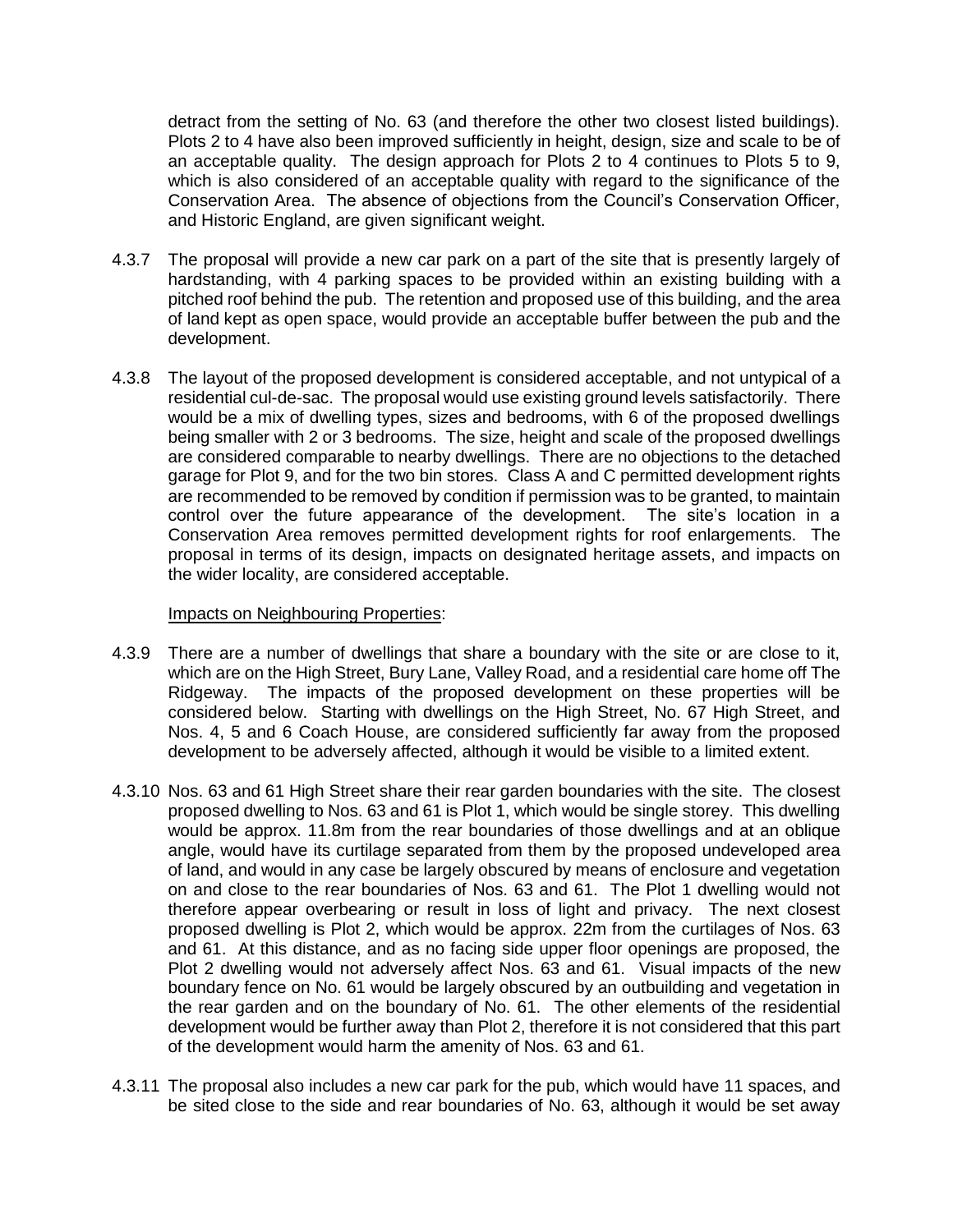detract from the setting of No. 63 (and therefore the other two closest listed buildings). Plots 2 to 4 have also been improved sufficiently in height, design, size and scale to be of an acceptable quality. The design approach for Plots 2 to 4 continues to Plots 5 to 9, which is also considered of an acceptable quality with regard to the significance of the Conservation Area. The absence of objections from the Council's Conservation Officer, and Historic England, are given significant weight.

4.3.7 The proposal will provide a new car park on a part of the site that is presently largely of hardstanding, with 4 parking spaces to be provided within an existing building with a pitched roof behind the pub. The retention and proposed use of this building, and the area of land kept as open space, would provide an acceptable buffer between the pub and the development.

4.3.8 The layout of the proposed development is considered acceptable, and not untypical of a residential cul-de-sac. The proposal would use existing ground levels satisfactorily. There would be a mix of dwelling types, sizes and bedrooms, with 6 of the proposed dwellings being smaller with 2 or 3 bedrooms. The size, height and scale of the proposed dwellings are considered comparable to nearby dwellings. There are no objections to the detached garage for Plot 9, and for the two bin stores. Class A and C permitted development rights are recommended to be removed by condition if permission was to be granted, to maintain control over the future appearance of the development. The site's location in a Conservation Area removes permitted development rights for roof enlargements. The proposal in terms of its design, impacts on designated heritage assets, and impacts on the wider locality, are considered acceptable.

<u>Impacts on Neighbouring Properties</u>:

4.3.9 There are a number of dwellings that share a boundary with the site or are close to it, which are on the High Street, Bury Lane, Valley Road, and a residential care home off The Ridgeway. The impacts of the proposed development on these properties will be considered below. Starting with dwellings on the High Street, No. 67 High Street, and Nos. 4, 5 and 6 Coach House, are considered sufficiently far away from the proposed development to be adversely affected, although it would be visible to a limited extent.

4.3.10 Nos. 63 and 61 High Street share their rear garden boundaries with the site. The closest proposed dwelling to Nos. 63 and 61 is Plot 1, which would be single storey. This dwelling would be approx. 11.8m from the rear boundaries of those dwellings and at an oblique angle, would have its curtilage separated from them by the proposed undeveloped area of land, and would in any case be largely obscured by means of enclosure and vegetation on and close to the rear boundaries of Nos. 63 and 61. The Plot 1 dwelling would not therefore appear overbearing or result in loss of light and privacy. The next closest proposed dwelling is Plot 2, which would be approx. 22m from the curtilages of Nos. 63 and 61. At this distance, and as no facing side upper floor openings are proposed, the Plot 2 dwelling would not adversely affect Nos. 63 and 61. Visual impacts of the new boundary fence on No. 61 would be largely obscured by an outbuilding and vegetation in the rear garden and on the boundary of No. 61. The other elements of the residential development would be further away than Plot 2, therefore it is not considered that this part of the development would harm the amenity of Nos. 63 and 61.

4.3.11 The proposal also includes a new car park for the pub, which would have 11 spaces, and be sited close to the side and rear boundaries of No. 63, although it would be set away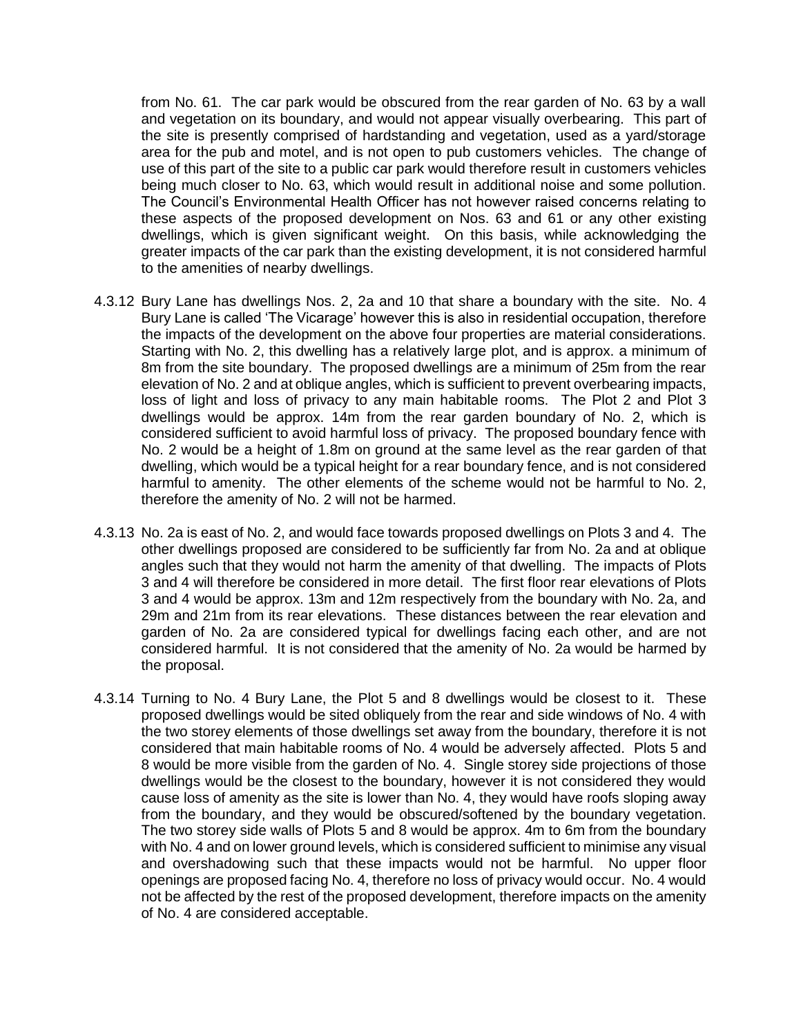from No. 61. The car park would be obscured from the rear garden of No. 63 by a wall and vegetation on its boundary, and would not appear visually overbearing. This part of the site is presently comprised of hardstanding and vegetation, used as a yard/storage area for the pub and motel, and is not open to pub customers vehicles. The change of use of this part of the site to a public car park would therefore result in customers vehicles being much closer to No. 63, which would result in additional noise and some pollution. The Council's Environmental Health Officer has not however raised concerns relating to these aspects of the proposed development on Nos. 63 and 61 or any other existing dwellings, which is given significant weight. On this basis, while acknowledging the greater impacts of the car park than the existing development, it is not considered harmful to the amenities of nearby dwellings.

4.3.12 Bury Lane has dwellings Nos. 2, 2a and 10 that share a boundary with the site. No. 4 Bury Lane is called 'The Vicarage' however this is also in residential occupation, therefore the impacts of the development on the above four properties are material considerations. Starting with No. 2, this dwelling has a relatively large plot, and is approx. a minimum of 8m from the site boundary. The proposed dwellings are a minimum of 25m from the rear elevation of No. 2 and at oblique angles, which is sufficient to prevent overbearing impacts, loss of light and loss of privacy to any main habitable rooms. The Plot 2 and Plot 3 dwellings would be approx. 14m from the rear garden boundary of No. 2, which is considered sufficient to avoid harmful loss of privacy. The proposed boundary fence with No. 2 would be a height of 1.8m on ground at the same level as the rear garden of that dwelling, which would be a typical height for a rear boundary fence, and is not considered harmful to amenity. The other elements of the scheme would not be harmful to No. 2, therefore the amenity of No. 2 will not be harmed.

4.3.13 No. 2a is east of No. 2, and would face towards proposed dwellings on Plots 3 and 4. The other dwellings proposed are considered to be sufficiently far from No. 2a and at oblique angles such that they would not harm the amenity of that dwelling. The impacts of Plots 3 and 4 will therefore be considered in more detail. The first floor rear elevations of Plots 3 and 4 would be approx. 13m and 12m respectively from the boundary with No. 2a, and 29m and 21m from its rear elevations. These distances between the rear elevation and garden of No. 2a are considered typical for dwellings facing each other, and are not considered harmful. It is not considered that the amenity of No. 2a would be harmed by the proposal.

4.3.14 Turning to No. 4 Bury Lane, the Plot 5 and 8 dwellings would be closest to it. These proposed dwellings would be sited obliquely from the rear and side windows of No. 4 with the two storey elements of those dwellings set away from the boundary, therefore it is not considered that main habitable rooms of No. 4 would be adversely affected. Plots 5 and 8 would be more visible from the garden of No. 4. Single storey side projections of those dwellings would be the closest to the boundary, however it is not considered they would cause loss of amenity as the site is lower than No. 4, they would have roofs sloping away from the boundary, and they would be obscured/softened by the boundary vegetation. The two storey side walls of Plots 5 and 8 would be approx. 4m to 6m from the boundary with No. 4 and on lower ground levels, which is considered sufficient to minimise any visual and overshadowing such that these impacts would not be harmful. No upper floor openings are proposed facing No. 4, therefore no loss of privacy would occur. No. 4 would not be affected by the rest of the proposed development, therefore impacts on the amenity of No. 4 are considered acceptable.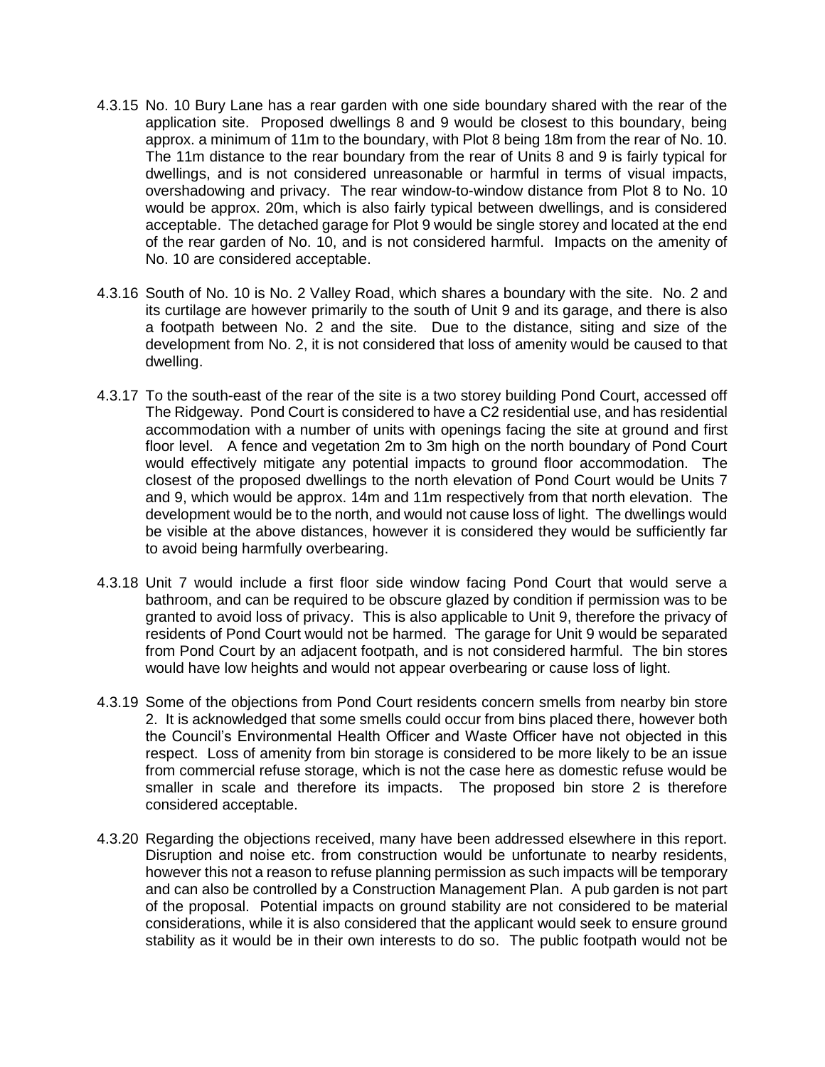4.3.15 No. 10 Bury Lane has a rear garden with one side boundary shared with the rear of the application site. Proposed dwellings 8 and 9 would be closest to this boundary, being approx. a minimum of 11m to the boundary, with Plot 8 being 18m from the rear of No. 10. The 11m distance to the rear boundary from the rear of Units 8 and 9 is fairly typical for dwellings, and is not considered unreasonable or harmful in terms of visual impacts, overshadowing and privacy. The rear window-to-window distance from Plot 8 to No. 10 would be approx. 20m, which is also fairly typical between dwellings, and is considered acceptable. The detached garage for Plot 9 would be single storey and located at the end of the rear garden of No. 10, and is not considered harmful. Impacts on the amenity of No. 10 are considered acceptable.

4.3.16 South of No. 10 is No. 2 Valley Road, which shares a boundary with the site. No. 2 and its curtilage are however primarily to the south of Unit 9 and its garage, and there is also a footpath between No. 2 and the site. Due to the distance, siting and size of the development from No. 2, it is not considered that loss of amenity would be caused to that dwelling.

4.3.17 To the south-east of the rear of the site is a two storey building Pond Court, accessed off The Ridgeway. Pond Court is considered to have a C2 residential use, and has residential accommodation with a number of units with openings facing the site at ground and first floor level. A fence and vegetation 2m to 3m high on the north boundary of Pond Court would effectively mitigate any potential impacts to ground floor accommodation. The closest of the proposed dwellings to the north elevation of Pond Court would be Units 7 and 9, which would be approx. 14m and 11m respectively from that north elevation. The development would be to the north, and would not cause loss of light. The dwellings would be visible at the above distances, however it is considered they would be sufficiently far to avoid being harmfully overbearing.

4.3.18 Unit 7 would include a first floor side window facing Pond Court that would serve a bathroom, and can be required to be obscure glazed by condition if permission was to be granted to avoid loss of privacy. This is also applicable to Unit 9, therefore the privacy of residents of Pond Court would not be harmed. The garage for Unit 9 would be separated from Pond Court by an adjacent footpath, and is not considered harmful. The bin stores would have low heights and would not appear overbearing or cause loss of light.

4.3.19 Some of the objections from Pond Court residents concern smells from nearby bin store 2. It is acknowledged that some smells could occur from bins placed there, however both the Council's Environmental Health Officer and Waste Officer have not objected in this respect. Loss of amenity from bin storage is considered to be more likely to be an issue from commercial refuse storage, which is not the case here as domestic refuse would be smaller in scale and therefore its impacts. The proposed bin store 2 is therefore considered acceptable.

4.3.20 Regarding the objections received, many have been addressed elsewhere in this report. Disruption and noise etc. from construction would be unfortunate to nearby residents, however this not a reason to refuse planning permission as such impacts will be temporary and can also be controlled by a Construction Management Plan. A pub garden is not part of the proposal. Potential impacts on ground stability are not considered to be material considerations, while it is also considered that the applicant would seek to ensure ground stability as it would be in their own interests to do so. The public footpath would not be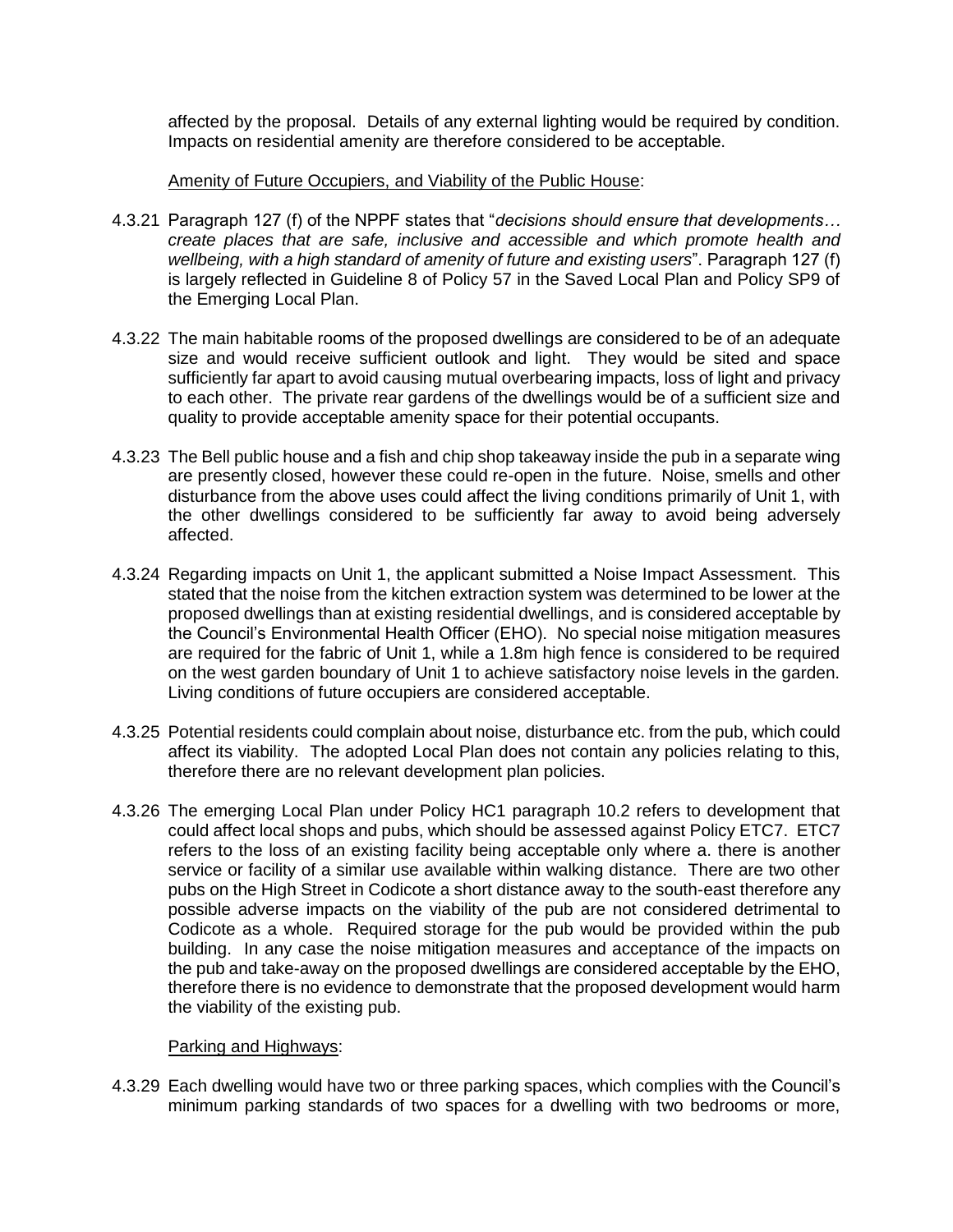affected by the proposal. Details of any external lighting would be required by condition. Impacts on residential amenity are therefore considered to be acceptable.

Amenity of Future Occupiers, and Viability of the Public House:

4.3.21 Paragraph 127 (f) of the NPPF states that "*decisions should ensure that developments… create places that are safe, inclusive and accessible and which promote health and wellbeing, with a high standard of amenity of future and existing users*". Paragraph 127 (f) is largely reflected in Guideline 8 of Policy 57 in the Saved Local Plan and Policy SP9 of the Emerging Local Plan.

4.3.22 The main habitable rooms of the proposed dwellings are considered to be of an adequate size and would receive sufficient outlook and light. They would be sited and space sufficiently far apart to avoid causing mutual overbearing impacts, loss of light and privacy to each other. The private rear gardens of the dwellings would be of a sufficient size and quality to provide acceptable amenity space for their potential occupants.

4.3.23 The Bell public house and a fish and chip shop takeaway inside the pub in a separate wing are presently closed, however these could re-open in the future. Noise, smells and other disturbance from the above uses could affect the living conditions primarily of Unit 1, with the other dwellings considered to be sufficiently far away to avoid being adversely affected.

4.3.24 Regarding impacts on Unit 1, the applicant submitted a Noise Impact Assessment. This stated that the noise from the kitchen extraction system was determined to be lower at the proposed dwellings than at existing residential dwellings, and is considered acceptable by the Council's Environmental Health Officer (EHO). No special noise mitigation measures are required for the fabric of Unit 1, while a 1.8m high fence is considered to be required on the west garden boundary of Unit 1 to achieve satisfactory noise levels in the garden. Living conditions of future occupiers are considered acceptable.

4.3.25 Potential residents could complain about noise, disturbance etc. from the pub, which could affect its viability. The adopted Local Plan does not contain any policies relating to this, therefore there are no relevant development plan policies.

4.3.26 The emerging Local Plan under Policy HC1 paragraph 10.2 refers to development that could affect local shops and pubs, which should be assessed against Policy ETC7. ETC7 refers to the loss of an existing facility being acceptable only where a. there is another service or facility of a similar use available within walking distance. There are two other pubs on the High Street in Codicote a short distance away to the south-east therefore any possible adverse impacts on the viability of the pub are not considered detrimental to Codicote as a whole. Required storage for the pub would be provided within the pub building. In any case the noise mitigation measures and acceptance of the impacts on the pub and take-away on the proposed dwellings are considered acceptable by the EHO, therefore there is no evidence to demonstrate that the proposed development would harm the viability of the existing pub.

Parking and Highways:

4.3.29 Each dwelling would have two or three parking spaces, which complies with the Council's minimum parking standards of two spaces for a dwelling with two bedrooms or more,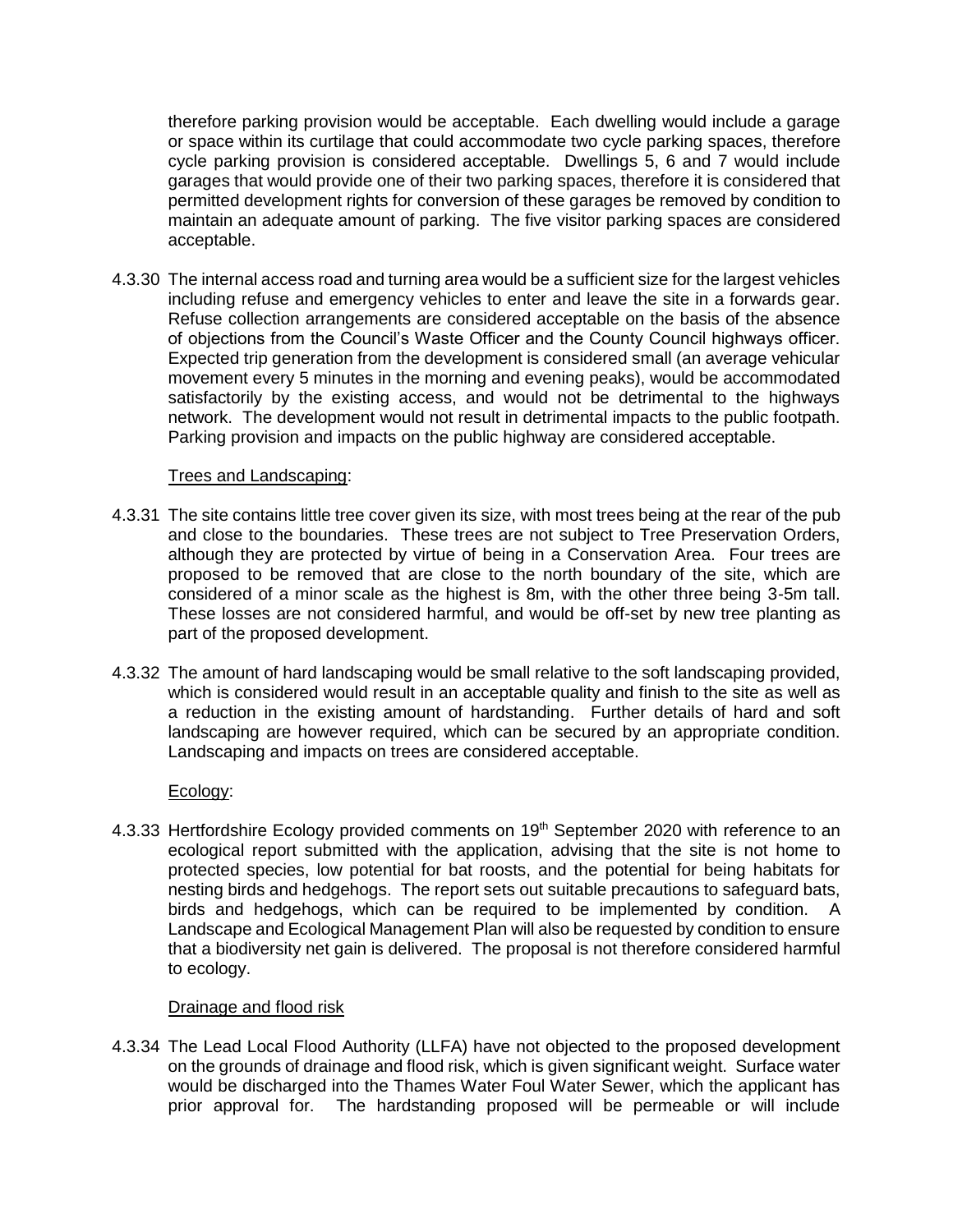therefore parking provision would be acceptable. Each dwelling would include a garage or space within its curtilage that could accommodate two cycle parking spaces, therefore cycle parking provision is considered acceptable. Dwellings 5, 6 and 7 would include garages that would provide one of their two parking spaces, therefore it is considered that permitted development rights for conversion of these garages be removed by condition to maintain an adequate amount of parking. The five visitor parking spaces are considered acceptable.

4.3.30 The internal access road and turning area would be a sufficient size for the largest vehicles including refuse and emergency vehicles to enter and leave the site in a forwards gear. Refuse collection arrangements are considered acceptable on the basis of the absence of objections from the Council's Waste Officer and the County Council highways officer. Expected trip generation from the development is considered small (an average vehicular movement every 5 minutes in the morning and evening peaks), would be accommodated satisfactorily by the existing access, and would not be detrimental to the highways network. The development would not result in detrimental impacts to the public footpath. Parking provision and impacts on the public highway are considered acceptable.

<u>Trees and Landscaping</u>:

4.3.31 The site contains little tree cover given its size, with most trees being at the rear of the pub and close to the boundaries. These trees are not subject to Tree Preservation Orders, although they are protected by virtue of being in a Conservation Area. Four trees are proposed to be removed that are close to the north boundary of the site, which are considered of a minor scale as the highest is 8m, with the other three being 3-5m tall. These losses are not considered harmful, and would be off-set by new tree planting as part of the proposed development.

4.3.32 The amount of hard landscaping would be small relative to the soft landscaping provided, which is considered would result in an acceptable quality and finish to the site as well as a reduction in the existing amount of hardstanding. Further details of hard and soft landscaping are however required, which can be secured by an appropriate condition. Landscaping and impacts on trees are considered acceptable.

<u>Ecology</u>:

4.3.33 Hertfordshire Ecology provided comments on 19th September 2020 with reference to an ecological report submitted with the application, advising that the site is not home to protected species, low potential for bat roosts, and the potential for being habitats for nesting birds and hedgehogs. The report sets out suitable precautions to safeguard bats, birds and hedgehogs, which can be required to be implemented by condition. A Landscape and Ecological Management Plan will also be requested by condition to ensure that a biodiversity net gain is delivered. The proposal is not therefore considered harmful to ecology.

<u>Drainage and flood risk</u>

4.3.34 The Lead Local Flood Authority (LLFA) have not objected to the proposed development on the grounds of drainage and flood risk, which is given significant weight. Surface water would be discharged into the Thames Water Foul Water Sewer, which the applicant has prior approval for. The hardstanding proposed will be permeable or will include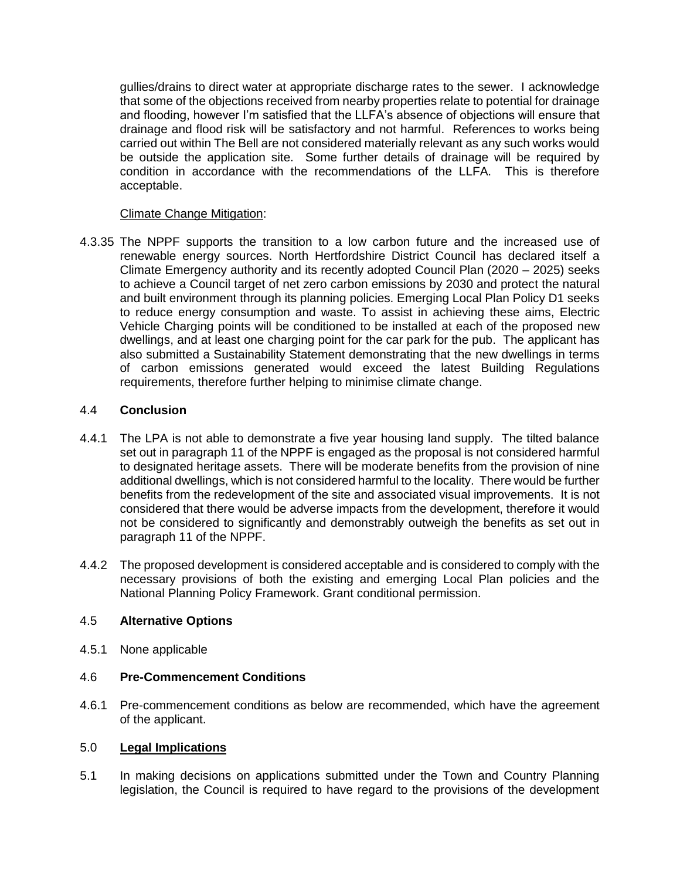gullies/drains to direct water at appropriate discharge rates to the sewer. I acknowledge that some of the objections received from nearby properties relate to potential for drainage and flooding, however I'm satisfied that the LLFA's absence of objections will ensure that drainage and flood risk will be satisfactory and not harmful. References to works being carried out within The Bell are not considered materially relevant as any such works would be outside the application site. Some further details of drainage will be required by condition in accordance with the recommendations of the LLFA. This is therefore acceptable.

Climate Change Mitigation:

4.3.35 The NPPF supports the transition to a low carbon future and the increased use of renewable energy sources. North Hertfordshire District Council has declared itself a Climate Emergency authority and its recently adopted Council Plan (2020 – 2025) seeks to achieve a Council target of net zero carbon emissions by 2030 and protect the natural and built environment through its planning policies. Emerging Local Plan Policy D1 seeks to reduce energy consumption and waste. To assist in achieving these aims, Electric Vehicle Charging points will be conditioned to be installed at each of the proposed new dwellings, and at least one charging point for the car park for the pub. The applicant has also submitted a Sustainability Statement demonstrating that the new dwellings in terms of carbon emissions generated would exceed the latest Building Regulations requirements, therefore further helping to minimise climate change.

## 4.4 **Conclusion**

4.4.1 The LPA is not able to demonstrate a five year housing land supply. The tilted balance set out in paragraph 11 of the NPPF is engaged as the proposal is not considered harmful to designated heritage assets. There will be moderate benefits from the provision of nine additional dwellings, which is not considered harmful to the locality. There would be further benefits from the redevelopment of the site and associated visual improvements. It is not considered that there would be adverse impacts from the development, therefore it would not be considered to significantly and demonstrably outweigh the benefits as set out in paragraph 11 of the NPPF.

4.4.2 The proposed development is considered acceptable and is considered to comply with the necessary provisions of both the existing and emerging Local Plan policies and the National Planning Policy Framework. Grant conditional permission.

## 4.5 **Alternative Options**

4.5.1 None applicable

## 4.6 **Pre-Commencement Conditions**

4.6.1 Pre-commencement conditions as below are recommended, which have the agreement of the applicant.

## 5.0 **Legal Implications**

5.1 In making decisions on applications submitted under the Town and Country Planning legislation, the Council is required to have regard to the provisions of the development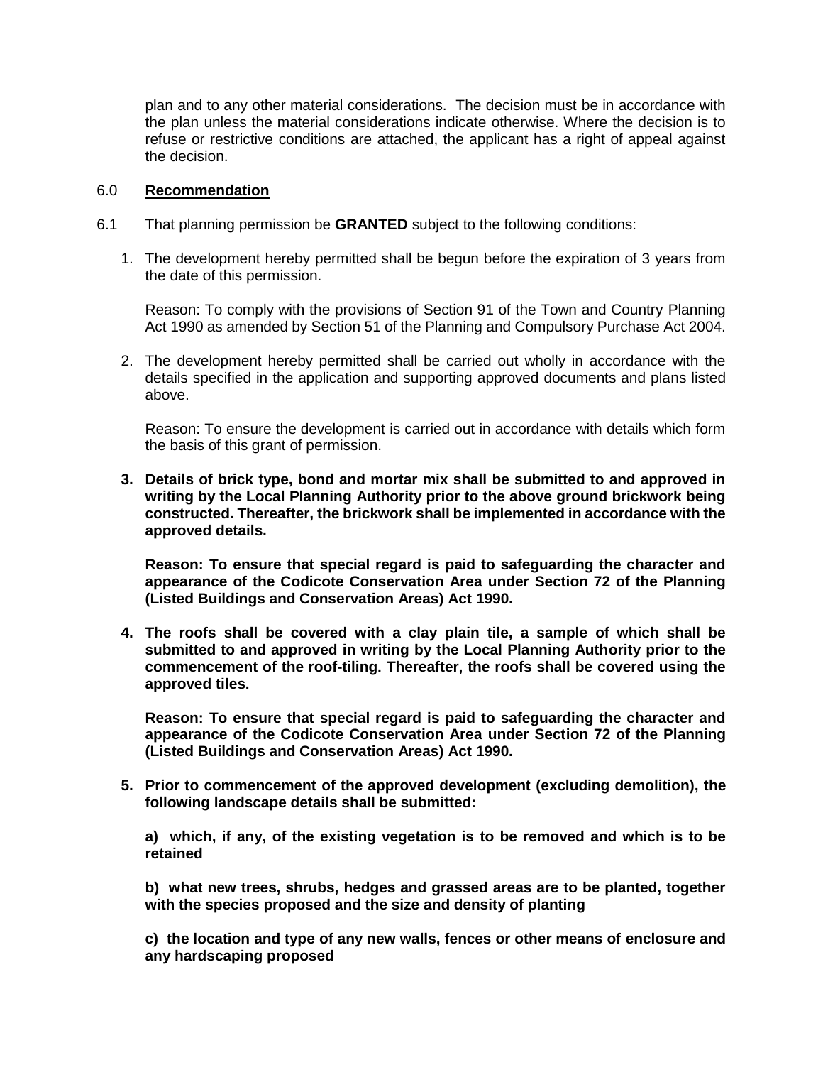plan and to any other material considerations. The decision must be in accordance with the plan unless the material considerations indicate otherwise. Where the decision is to refuse or restrictive conditions are attached, the applicant has a right of appeal against the decision.

## 6.0 Recommendation

6.1 That planning permission be **GRANTED** subject to the following conditions:

1. The development hereby permitted shall be begun before the expiration of 3 years from the date of this permission.

   Reason: To comply with the provisions of Section 91 of the Town and Country Planning Act 1990 as amended by Section 51 of the Planning and Compulsory Purchase Act 2004.

2. The development hereby permitted shall be carried out wholly in accordance with the details specified in the application and supporting approved documents and plans listed above.

   Reason: To ensure the development is carried out in accordance with details which form the basis of this grant of permission.

3. **Details of brick type, bond and mortar mix shall be submitted to and approved in writing by the Local Planning Authority prior to the above ground brickwork being constructed. Thereafter, the brickwork shall be implemented in accordance with the approved details.**

   **Reason: To ensure that special regard is paid to safeguarding the character and appearance of the Codicote Conservation Area under Section 72 of the Planning (Listed Buildings and Conservation Areas) Act 1990.**

4. **The roofs shall be covered with a clay plain tile, a sample of which shall be submitted to and approved in writing by the Local Planning Authority prior to the commencement of the roof-tiling. Thereafter, the roofs shall be covered using the approved tiles.**

   **Reason: To ensure that special regard is paid to safeguarding the character and appearance of the Codicote Conservation Area under Section 72 of the Planning (Listed Buildings and Conservation Areas) Act 1990.**

5. **Prior to commencement of the approved development (excluding demolition), the following landscape details shall be submitted:**

   **a) which, if any, of the existing vegetation is to be removed and which is to be retained**

   **b) what new trees, shrubs, hedges and grassed areas are to be planted, together with the species proposed and the size and density of planting**

   **c) the location and type of any new walls, fences or other means of enclosure and any hardscaping proposed**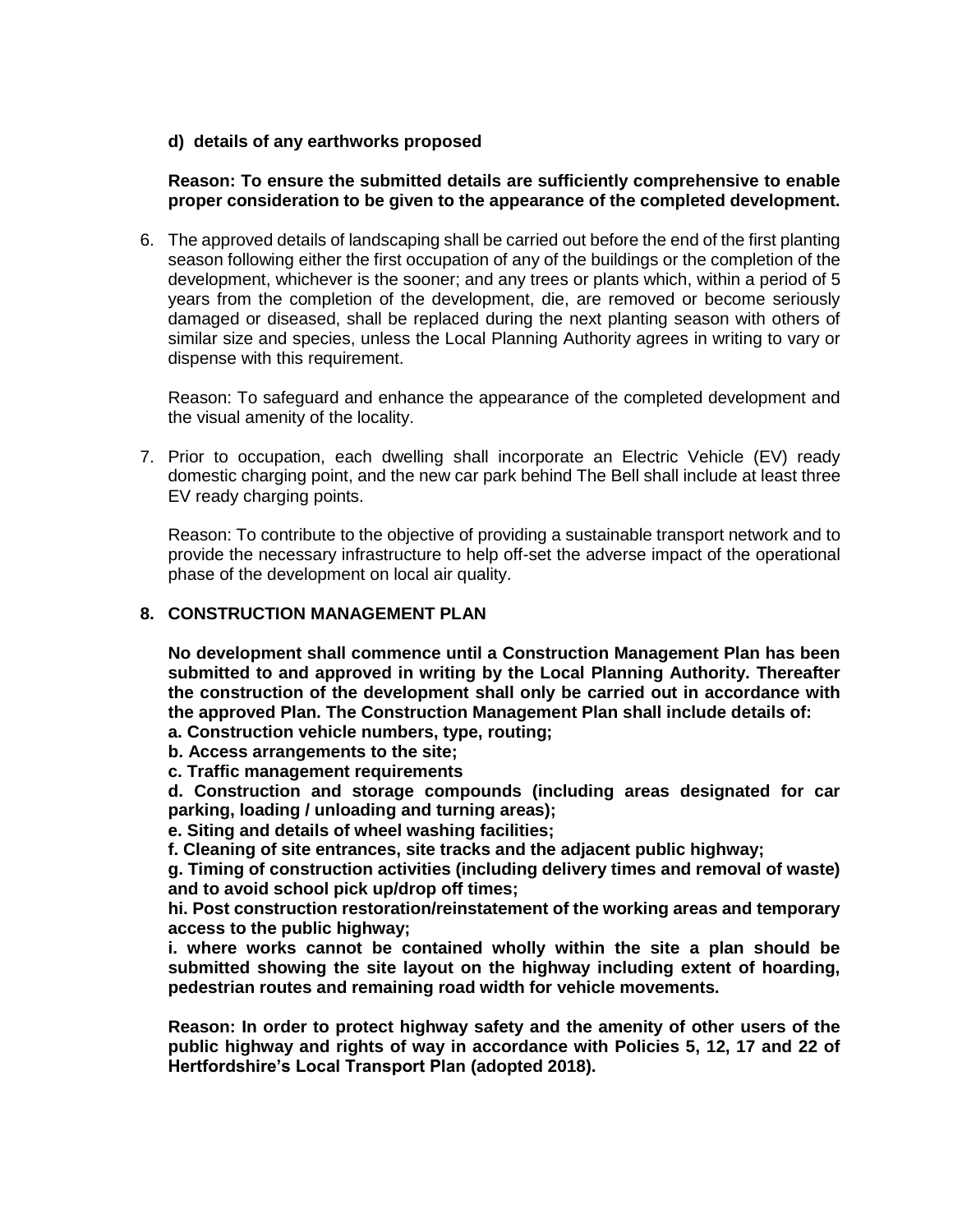**d) details of any earthworks proposed**

**Reason: To ensure the submitted details are sufficiently comprehensive to enable proper consideration to be given to the appearance of the completed development.**

6. The approved details of landscaping shall be carried out before the end of the first planting season following either the first occupation of any of the buildings or the completion of the development, whichever is the sooner; and any trees or plants which, within a period of 5 years from the completion of the development, die, are removed or become seriously damaged or diseased, shall be replaced during the next planting season with others of similar size and species, unless the Local Planning Authority agrees in writing to vary or dispense with this requirement.

   Reason: To safeguard and enhance the appearance of the completed development and the visual amenity of the locality.

7. Prior to occupation, each dwelling shall incorporate an Electric Vehicle (EV) ready domestic charging point, and the new car park behind The Bell shall include at least three EV ready charging points.

   Reason: To contribute to the objective of providing a sustainable transport network and to provide the necessary infrastructure to help off-set the adverse impact of the operational phase of the development on local air quality.

**8. CONSTRUCTION MANAGEMENT PLAN**

**No development shall commence until a Construction Management Plan has been submitted to and approved in writing by the Local Planning Authority. Thereafter the construction of the development shall only be carried out in accordance with the approved Plan. The Construction Management Plan shall include details of:**
**a. Construction vehicle numbers, type, routing;**
**b. Access arrangements to the site;**
**c. Traffic management requirements**
**d. Construction and storage compounds (including areas designated for car parking, loading / unloading and turning areas);**
**e. Siting and details of wheel washing facilities;**
**f. Cleaning of site entrances, site tracks and the adjacent public highway;**
**g. Timing of construction activities (including delivery times and removal of waste) and to avoid school pick up/drop off times;**
**hi. Post construction restoration/reinstatement of the working areas and temporary access to the public highway;**
**i. where works cannot be contained wholly within the site a plan should be submitted showing the site layout on the highway including extent of hoarding, pedestrian routes and remaining road width for vehicle movements.**

**Reason: In order to protect highway safety and the amenity of other users of the public highway and rights of way in accordance with Policies 5, 12, 17 and 22 of Hertfordshire's Local Transport Plan (adopted 2018).**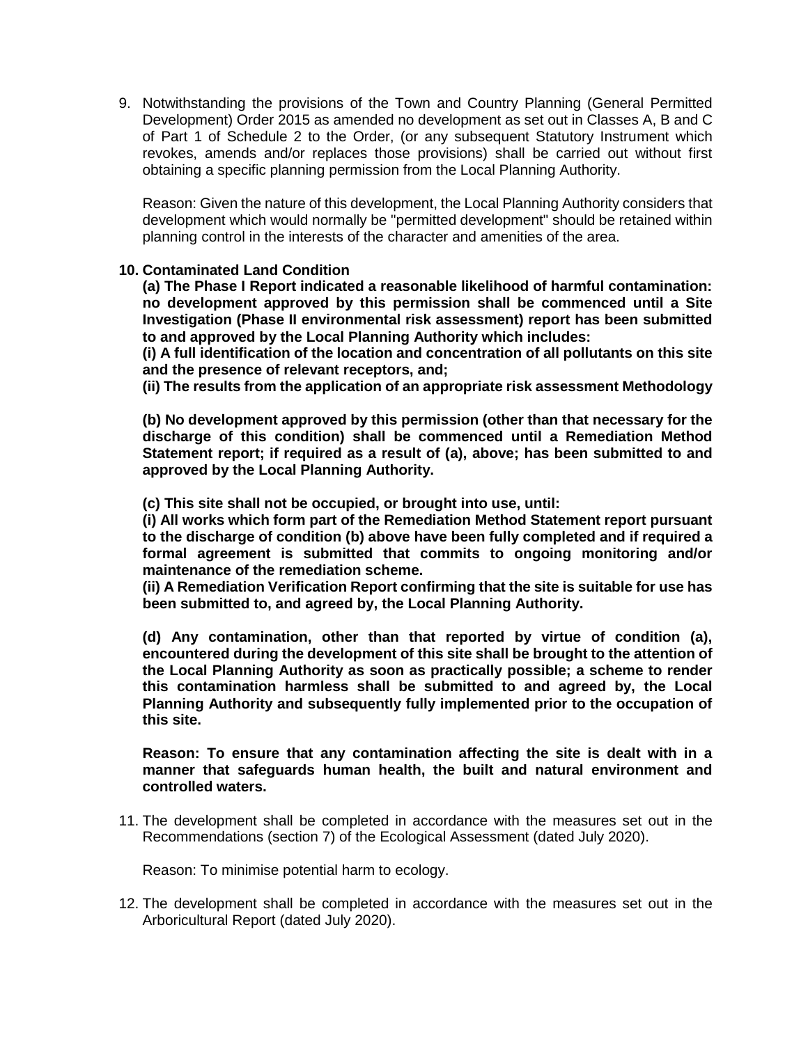9. Notwithstanding the provisions of the Town and Country Planning (General Permitted Development) Order 2015 as amended no development as set out in Classes A, B and C of Part 1 of Schedule 2 to the Order, (or any subsequent Statutory Instrument which revokes, amends and/or replaces those provisions) shall be carried out without first obtaining a specific planning permission from the Local Planning Authority.

   Reason: Given the nature of this development, the Local Planning Authority considers that development which would normally be "permitted development" should be retained within planning control in the interests of the character and amenities of the area.

10. **Contaminated Land Condition**

    **(a) The Phase I Report indicated a reasonable likelihood of harmful contamination: no development approved by this permission shall be commenced until a Site Investigation (Phase II environmental risk assessment) report has been submitted to and approved by the Local Planning Authority which includes:**

    **(i) A full identification of the location and concentration of all pollutants on this site and the presence of relevant receptors, and;**

    **(ii) The results from the application of an appropriate risk assessment Methodology**

    **(b) No development approved by this permission (other than that necessary for the discharge of this condition) shall be commenced until a Remediation Method Statement report; if required as a result of (a), above; has been submitted to and approved by the Local Planning Authority.**

    **(c) This site shall not be occupied, or brought into use, until:**

    **(i) All works which form part of the Remediation Method Statement report pursuant to the discharge of condition (b) above have been fully completed and if required a formal agreement is submitted that commits to ongoing monitoring and/or maintenance of the remediation scheme.**

    **(ii) A Remediation Verification Report confirming that the site is suitable for use has been submitted to, and agreed by, the Local Planning Authority.**

    **(d) Any contamination, other than that reported by virtue of condition (a), encountered during the development of this site shall be brought to the attention of the Local Planning Authority as soon as practically possible; a scheme to render this contamination harmless shall be submitted to and agreed by, the Local Planning Authority and subsequently fully implemented prior to the occupation of this site.**

    **Reason: To ensure that any contamination affecting the site is dealt with in a manner that safeguards human health, the built and natural environment and controlled waters.**

11. The development shall be completed in accordance with the measures set out in the Recommendations (section 7) of the Ecological Assessment (dated July 2020).

    Reason: To minimise potential harm to ecology.

12. The development shall be completed in accordance with the measures set out in the Arboricultural Report (dated July 2020).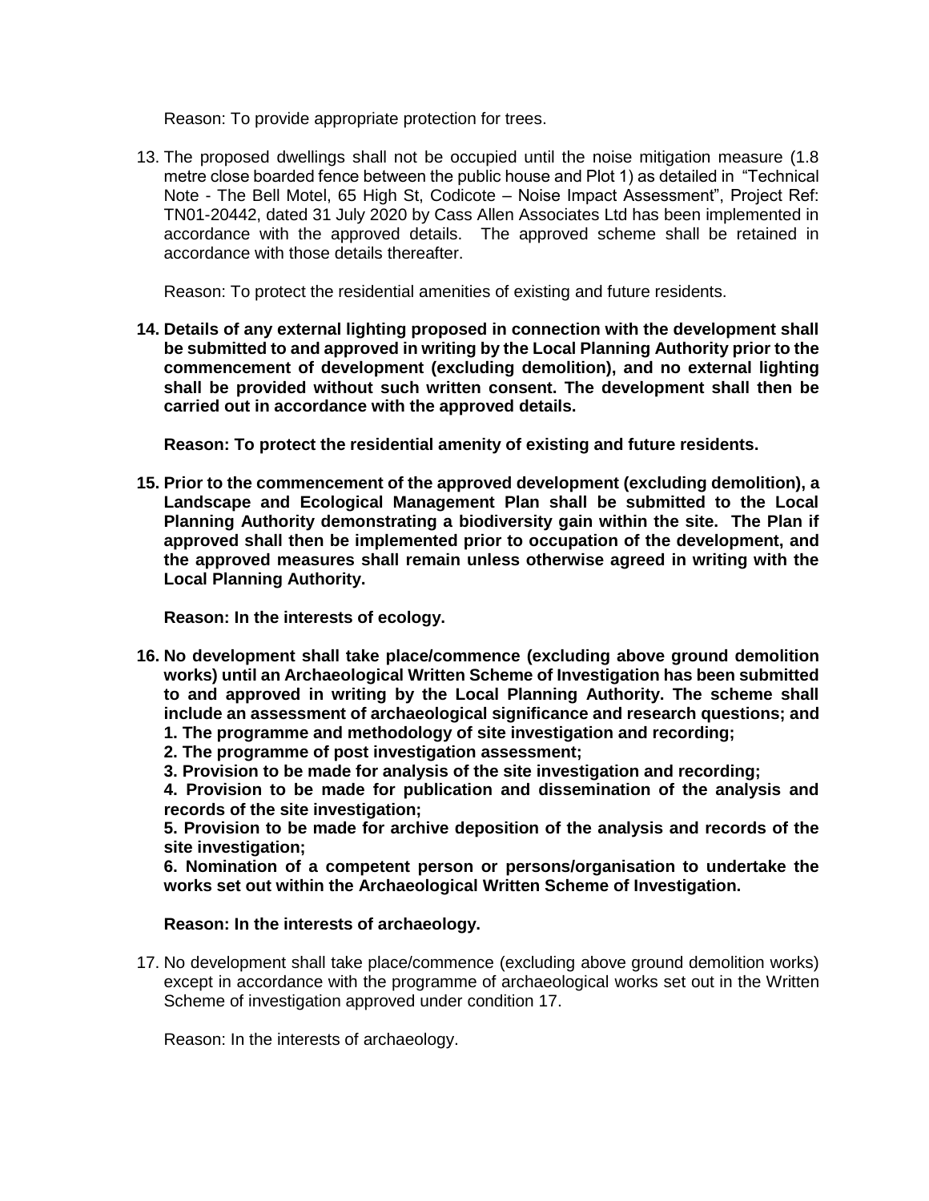Reason: To provide appropriate protection for trees.

13. The proposed dwellings shall not be occupied until the noise mitigation measure (1.8 metre close boarded fence between the public house and Plot 1) as detailed in "Technical Note - The Bell Motel, 65 High St, Codicote – Noise Impact Assessment", Project Ref: TN01-20442, dated 31 July 2020 by Cass Allen Associates Ltd has been implemented in accordance with the approved details. The approved scheme shall be retained in accordance with those details thereafter.

    Reason: To protect the residential amenities of existing and future residents.

14. **Details of any external lighting proposed in connection with the development shall be submitted to and approved in writing by the Local Planning Authority prior to the commencement of development (excluding demolition), and no external lighting shall be provided without such written consent. The development shall then be carried out in accordance with the approved details.**

    **Reason: To protect the residential amenity of existing and future residents.**

15. **Prior to the commencement of the approved development (excluding demolition), a Landscape and Ecological Management Plan shall be submitted to the Local Planning Authority demonstrating a biodiversity gain within the site. The Plan if approved shall then be implemented prior to occupation of the development, and the approved measures shall remain unless otherwise agreed in writing with the Local Planning Authority.**

    **Reason: In the interests of ecology.**

16. **No development shall take place/commence (excluding above ground demolition works) until an Archaeological Written Scheme of Investigation has been submitted to and approved in writing by the Local Planning Authority. The scheme shall include an assessment of archaeological significance and research questions; and**
    **1. The programme and methodology of site investigation and recording;**
    **2. The programme of post investigation assessment;**
    **3. Provision to be made for analysis of the site investigation and recording;**
    **4. Provision to be made for publication and dissemination of the analysis and records of the site investigation;**
    **5. Provision to be made for archive deposition of the analysis and records of the site investigation;**
    **6. Nomination of a competent person or persons/organisation to undertake the works set out within the Archaeological Written Scheme of Investigation.**

    **Reason: In the interests of archaeology.**

17. No development shall take place/commence (excluding above ground demolition works) except in accordance with the programme of archaeological works set out in the Written Scheme of investigation approved under condition 17.

    Reason: In the interests of archaeology.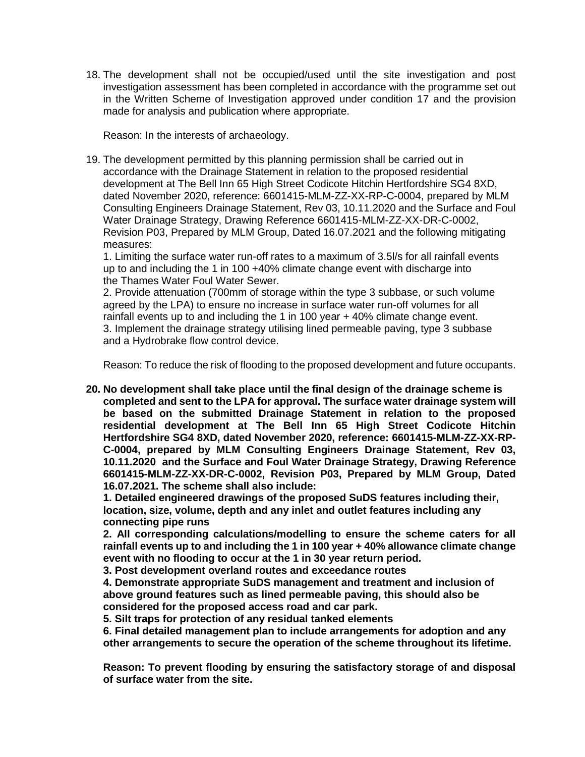18. The development shall not be occupied/used until the site investigation and post investigation assessment has been completed in accordance with the programme set out in the Written Scheme of Investigation approved under condition 17 and the provision made for analysis and publication where appropriate.

    Reason: In the interests of archaeology.

19. The development permitted by this planning permission shall be carried out in accordance with the Drainage Statement in relation to the proposed residential development at The Bell Inn 65 High Street Codicote Hitchin Hertfordshire SG4 8XD, dated November 2020, reference: 6601415-MLM-ZZ-XX-RP-C-0004, prepared by MLM Consulting Engineers Drainage Statement, Rev 03, 10.11.2020 and the Surface and Foul Water Drainage Strategy, Drawing Reference 6601415-MLM-ZZ-XX-DR-C-0002, Revision P03, Prepared by MLM Group, Dated 16.07.2021 and the following mitigating measures:
    1. Limiting the surface water run-off rates to a maximum of 3.5l/s for all rainfall events up to and including the 1 in 100 +40% climate change event with discharge into the Thames Water Foul Water Sewer.
    2. Provide attenuation (700mm of storage within the type 3 subbase, or such volume agreed by the LPA) to ensure no increase in surface water run-off volumes for all rainfall events up to and including the 1 in 100 year + 40% climate change event.
    3. Implement the drainage strategy utilising lined permeable paving, type 3 subbase and a Hydrobrake flow control device.

    Reason: To reduce the risk of flooding to the proposed development and future occupants.

**20. No development shall take place until the final design of the drainage scheme is completed and sent to the LPA for approval. The surface water drainage system will be based on the submitted Drainage Statement in relation to the proposed residential development at The Bell Inn 65 High Street Codicote Hitchin Hertfordshire SG4 8XD, dated November 2020, reference: 6601415-MLM-ZZ-XX-RP-C-0004, prepared by MLM Consulting Engineers Drainage Statement, Rev 03, 10.11.2020 and the Surface and Foul Water Drainage Strategy, Drawing Reference 6601415-MLM-ZZ-XX-DR-C-0002, Revision P03, Prepared by MLM Group, Dated 16.07.2021. The scheme shall also include:**
**1. Detailed engineered drawings of the proposed SuDS features including their, location, size, volume, depth and any inlet and outlet features including any connecting pipe runs**
**2. All corresponding calculations/modelling to ensure the scheme caters for all rainfall events up to and including the 1 in 100 year + 40% allowance climate change event with no flooding to occur at the 1 in 30 year return period.**
**3. Post development overland routes and exceedance routes**
**4. Demonstrate appropriate SuDS management and treatment and inclusion of above ground features such as lined permeable paving, this should also be considered for the proposed access road and car park.**
**5. Silt traps for protection of any residual tanked elements**
**6. Final detailed management plan to include arrangements for adoption and any other arrangements to secure the operation of the scheme throughout its lifetime.**

**Reason: To prevent flooding by ensuring the satisfactory storage of and disposal of surface water from the site.**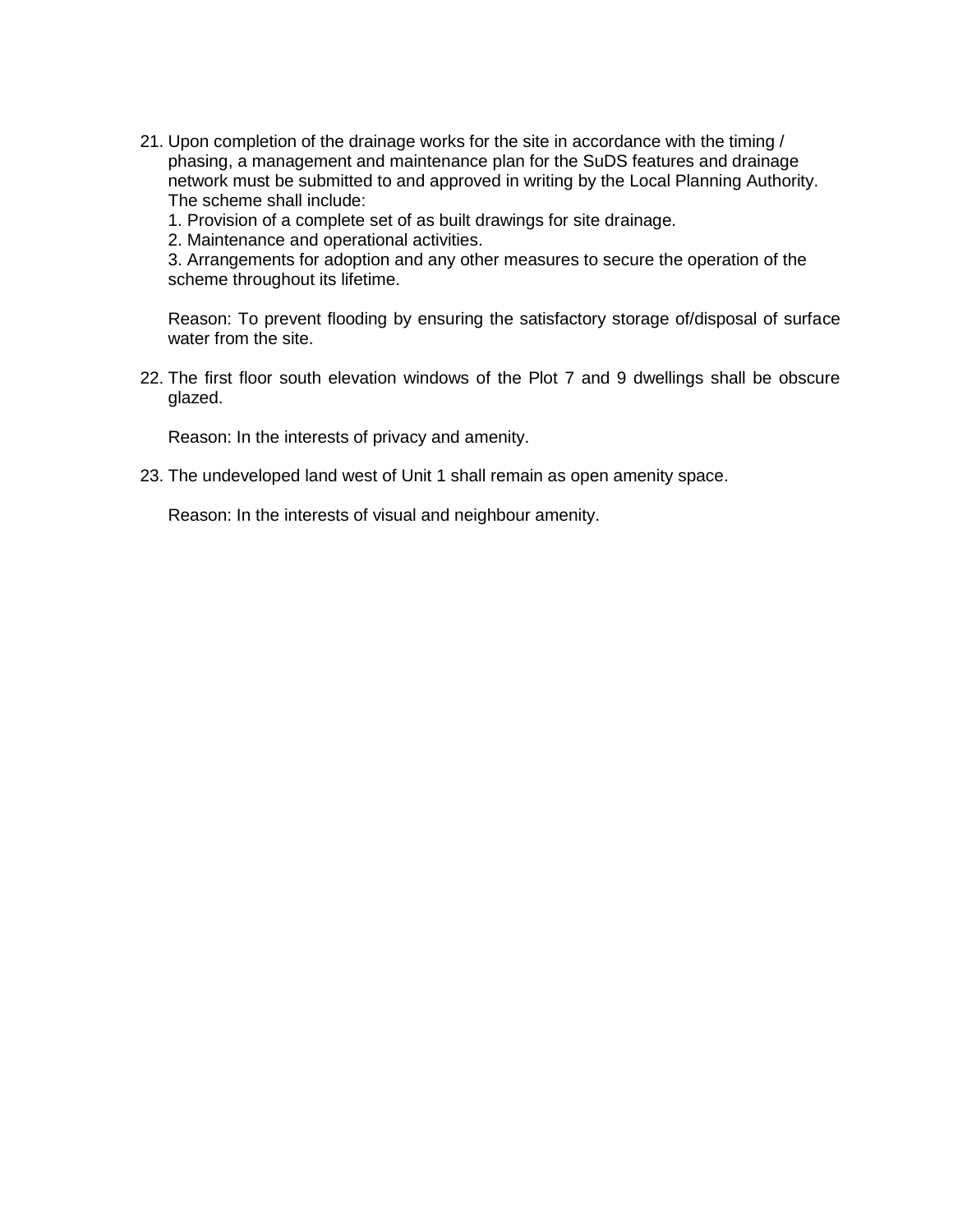21. Upon completion of the drainage works for the site in accordance with the timing / phasing, a management and maintenance plan for the SuDS features and drainage network must be submitted to and approved in writing by the Local Planning Authority. The scheme shall include:
    1. Provision of a complete set of as built drawings for site drainage.
    2. Maintenance and operational activities.
    3. Arrangements for adoption and any other measures to secure the operation of the scheme throughout its lifetime.

    Reason: To prevent flooding by ensuring the satisfactory storage of/disposal of surface water from the site.

22. The first floor south elevation windows of the Plot 7 and 9 dwellings shall be obscure glazed.

    Reason: In the interests of privacy and amenity.

23. The undeveloped land west of Unit 1 shall remain as open amenity space.

    Reason: In the interests of visual and neighbour amenity.